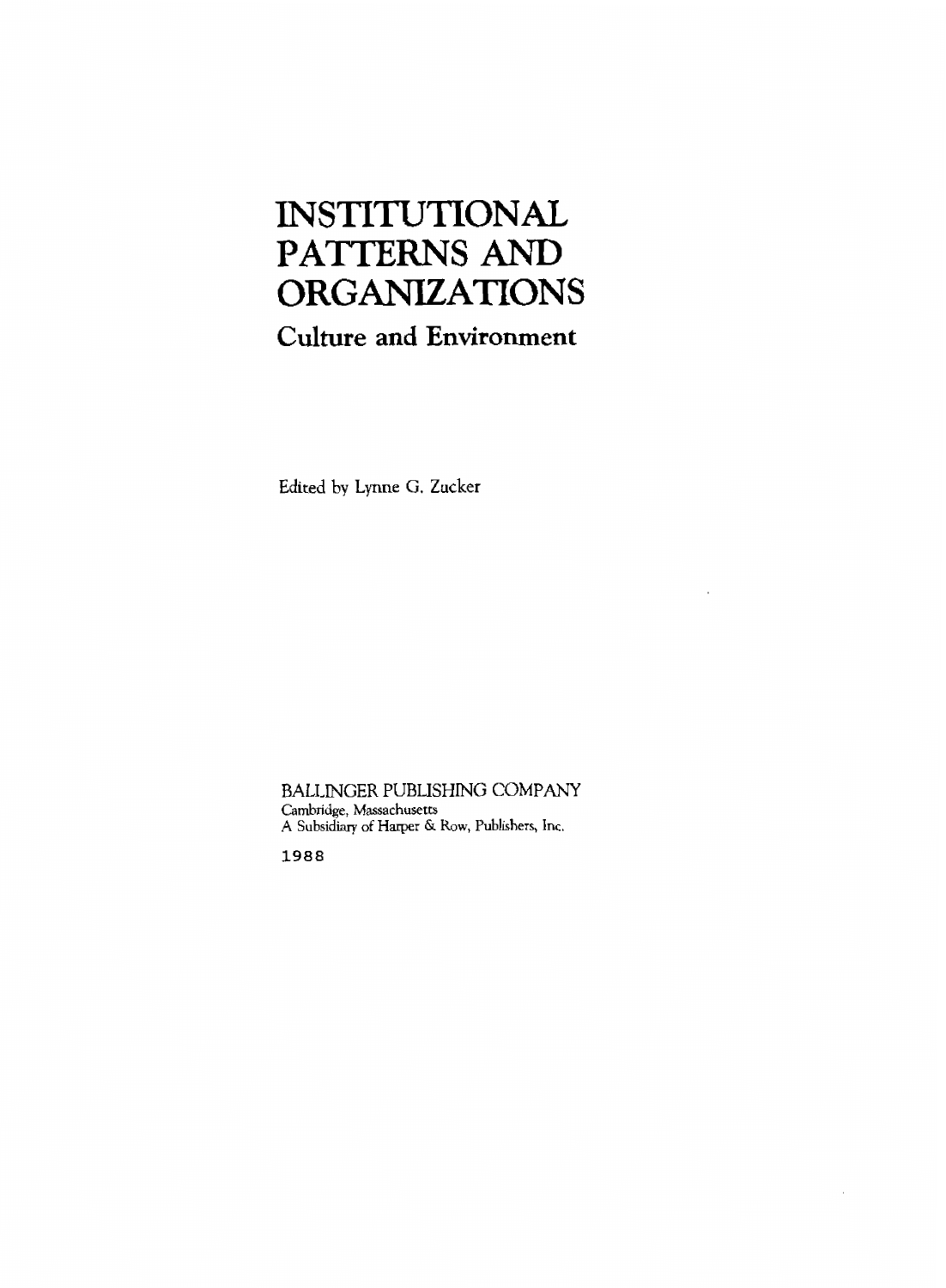# INSTITUTIONAL PATTERNS AND ORGANIZATIONS

## Culture and Environment

Edited by Lynne G. Zucker

BALLINGER PUBLISHING COMPANY
Cambridge, Massachusetts
A Subsidiary of Harper & Row, Publishers, Inc.

1988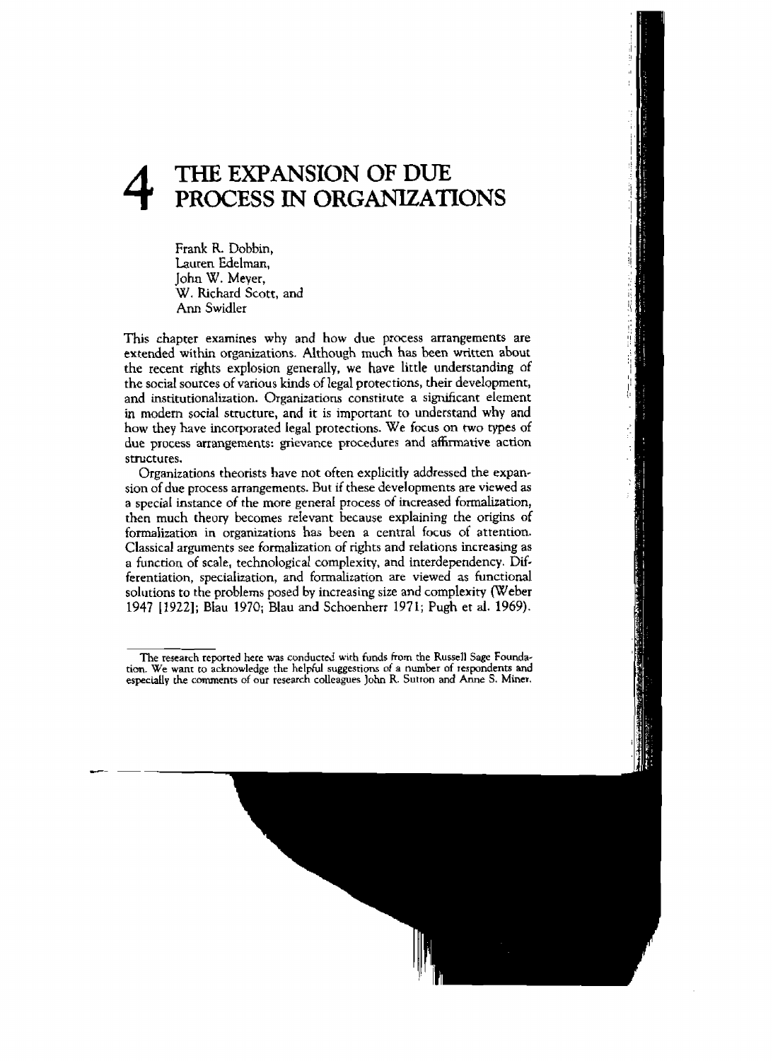# 4 THE EXPANSION OF DUE PROCESS IN ORGANIZATIONS

Frank R. Dobbin,
Lauren Edelman,
John W. Meyer,
W. Richard Scott, and
Ann Swidler

This chapter examines why and how due process arrangements are extended within organizations. Although much has been written about the recent rights explosion generally, we have little understanding of the social sources of various kinds of legal protections, their development, and institutionalization. Organizations constitute a significant element in modern social structure, and it is important to understand why and how they have incorporated legal protections. We focus on two types of due process arrangements: grievance procedures and affirmative action structures.

Organizations theorists have not often explicitly addressed the expansion of due process arrangements. But if these developments are viewed as a special instance of the more general process of increased formalization, then much theory becomes relevant because explaining the origins of formalization in organizations has been a central focus of attention. Classical arguments see formalization of rights and relations increasing as a function of scale, technological complexity, and interdependency. Differentiation, specialization, and formalization are viewed as functional solutions to the problems posed by increasing size and complexity (Weber 1947 [1922]; Blau 1970; Blau and Schoenherr 1971; Pugh et al. 1969).

---

The research reported here was conducted with funds from the Russell Sage Foundation. We want to acknowledge the helpful suggestions of a number of respondents and especially the comments of our research colleagues John R. Sutton and Anne S. Miner.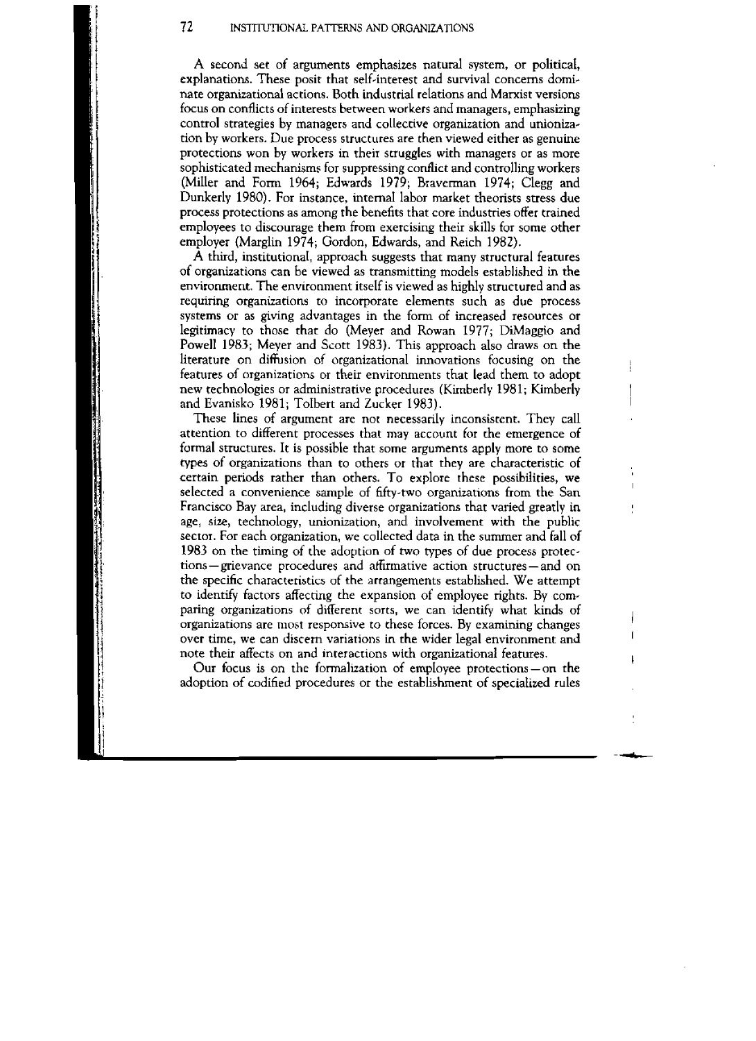A second set of arguments emphasizes natural system, or political, explanations. These posit that self-interest and survival concerns dominate organizational actions. Both industrial relations and Marxist versions focus on conflicts of interests between workers and managers, emphasizing control strategies by managers and collective organization and unionization by workers. Due process structures are then viewed either as genuine protections won by workers in their struggles with managers or as more sophisticated mechanisms for suppressing conflict and controlling workers (Miller and Form 1964; Edwards 1979; Braverman 1974; Clegg and Dunkerly 1980). For instance, internal labor market theorists stress due process protections as among the benefits that core industries offer trained employees to discourage them from exercising their skills for some other employer (Marglin 1974; Gordon, Edwards, and Reich 1982).

A third, institutional, approach suggests that many structural features of organizations can be viewed as transmitting models established in the environment. The environment itself is viewed as highly structured and as requiring organizations to incorporate elements such as due process systems or as giving advantages in the form of increased resources or legitimacy to those that do (Meyer and Rowan 1977; DiMaggio and Powell 1983; Meyer and Scott 1983). This approach also draws on the literature on diffusion of organizational innovations focusing on the features of organizations or their environments that lead them to adopt new technologies or administrative procedures (Kimberly 1981; Kimberly and Evanisko 1981; Tolbert and Zucker 1983).

These lines of argument are not necessarily inconsistent. They call attention to different processes that may account for the emergence of formal structures. It is possible that some arguments apply more to some types of organizations than to others or that they are characteristic of certain periods rather than others. To explore these possibilities, we selected a convenience sample of fifty-two organizations from the San Francisco Bay area, including diverse organizations that varied greatly in age, size, technology, unionization, and involvement with the public sector. For each organization, we collected data in the summer and fall of 1983 on the timing of the adoption of two types of due process protections—grievance procedures and affirmative action structures—and on the specific characteristics of the arrangements established. We attempt to identify factors affecting the expansion of employee rights. By comparing organizations of different sorts, we can identify what kinds of organizations are most responsive to these forces. By examining changes over time, we can discern variations in the wider legal environment and note their affects on and interactions with organizational features.

Our focus is on the formalization of employee protections—on the adoption of codified procedures or the establishment of specialized rules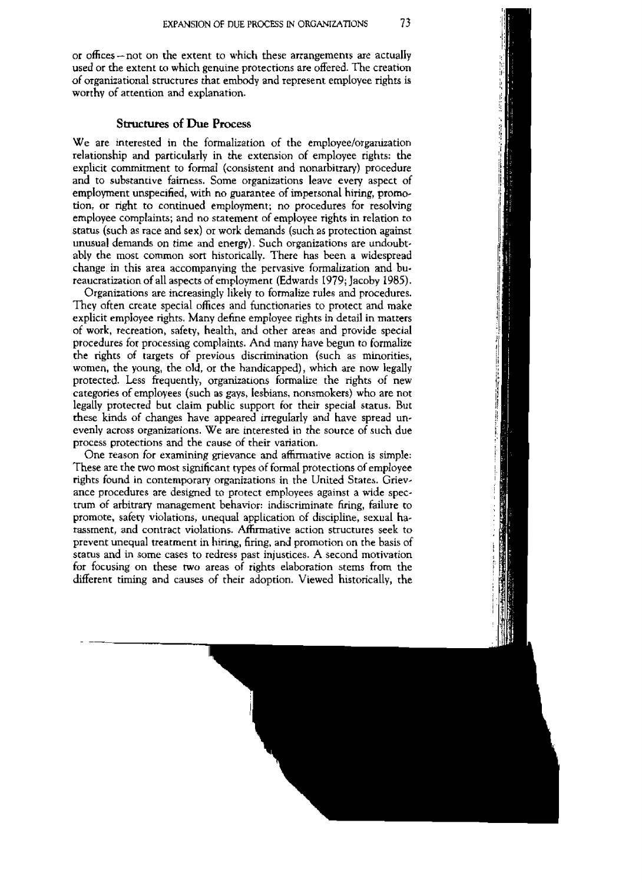or offices—not on the extent to which these arrangements are actually used or the extent to which genuine protections are offered. The creation of organizational structures that embody and represent employee rights is worthy of attention and explanation.

## Structures of Due Process

We are interested in the formalization of the employee/organization relationship and particularly in the extension of employee rights: the explicit commitment to formal (consistent and nonarbitrary) procedure and to substantive fairness. Some organizations leave every aspect of employment unspecified, with no guarantee of impersonal hiring, promotion, or right to continued employment; no procedures for resolving employee complaints; and no statement of employee rights in relation to status (such as race and sex) or work demands (such as protection against unusual demands on time and energy). Such organizations are undoubtably the most common sort historically. There has been a widespread change in this area accompanying the pervasive formalization and bureaucratization of all aspects of employment (Edwards 1979; Jacoby 1985).

Organizations are increasingly likely to formalize rules and procedures. They often create special offices and functionaries to protect and make explicit employee rights. Many define employee rights in detail in matters of work, recreation, safety, health, and other areas and provide special procedures for processing complaints. And many have begun to formalize the rights of targets of previous discrimination (such as minorities, women, the young, the old, or the handicapped), which are now legally protected. Less frequently, organizations formalize the rights of new categories of employees (such as gays, lesbians, nonsmokers) who are not legally protected but claim public support for their special status. But these kinds of changes have appeared irregularly and have spread unevenly across organizations. We are interested in the source of such due process protections and the cause of their variation.

One reason for examining grievance and affirmative action is simple: These are the two most significant types of formal protections of employee rights found in contemporary organizations in the United States. Grievance procedures are designed to protect employees against a wide spectrum of arbitrary management behavior: indiscriminate firing, failure to promote, safety violations, unequal application of discipline, sexual harassment, and contract violations. Affirmative action structures seek to prevent unequal treatment in hiring, firing, and promotion on the basis of status and in some cases to redress past injustices. A second motivation for focusing on these two areas of rights elaboration stems from the different timing and causes of their adoption. Viewed historically, the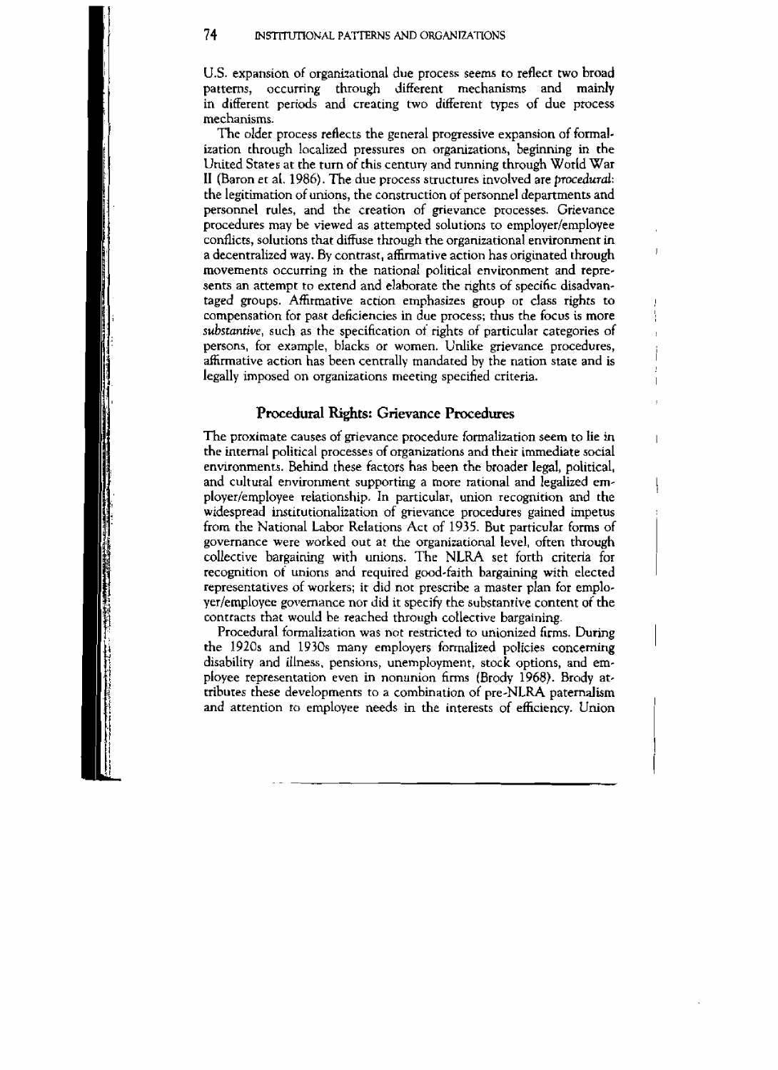U.S. expansion of organizational due process seems to reflect two broad patterns, occurring through different mechanisms and mainly in different periods and creating two different types of due process mechanisms.

The older process reflects the general progressive expansion of formalization through localized pressures on organizations, beginning in the United States at the turn of this century and running through World War II (Baron et al. 1986). The due process structures involved are *procedural*: the legitimation of unions, the construction of personnel departments and personnel rules, and the creation of grievance processes. Grievance procedures may be viewed as attempted solutions to employer/employee conflicts, solutions that diffuse through the organizational environment in a decentralized way. By contrast, affirmative action has originated through movements occurring in the national political environment and represents an attempt to extend and elaborate the rights of specific disadvantaged groups. Affirmative action emphasizes group or class rights to compensation for past deficiencies in due process; thus the focus is more *substantive*, such as the specification of rights of particular categories of persons, for example, blacks or women. Unlike grievance procedures, affirmative action has been centrally mandated by the nation state and is legally imposed on organizations meeting specified criteria.

## Procedural Rights: Grievance Procedures

The proximate causes of grievance procedure formalization seem to lie in the internal political processes of organizations and their immediate social environments. Behind these factors has been the broader legal, political, and cultural environment supporting a more rational and legalized employer/employee relationship. In particular, union recognition and the widespread institutionalization of grievance procedures gained impetus from the National Labor Relations Act of 1935. But particular forms of governance were worked out at the organizational level, often through collective bargaining with unions. The NLRA set forth criteria for recognition of unions and required good-faith bargaining with elected representatives of workers; it did not prescribe a master plan for employer/employee governance nor did it specify the substantive content of the contracts that would be reached through collective bargaining.

Procedural formalization was not restricted to unionized firms. During the 1920s and 1930s many employers formalized policies concerning disability and illness, pensions, unemployment, stock options, and employee representation even in nonunion firms (Brody 1968). Brody attributes these developments to a combination of pre-NLRA paternalism and attention to employee needs in the interests of efficiency. Union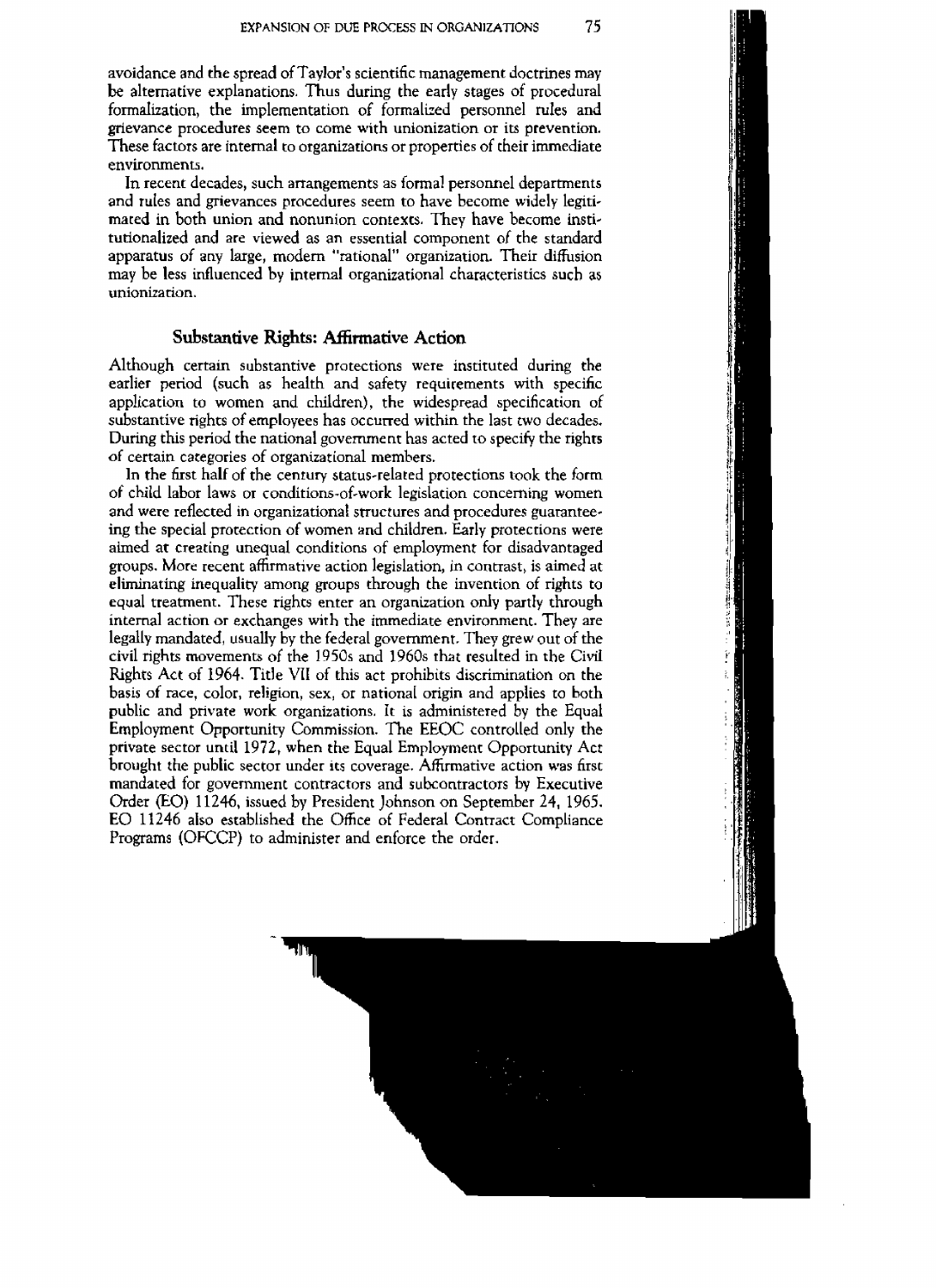avoidance and the spread of Taylor's scientific management doctrines may be alternative explanations. Thus during the early stages of procedural formalization, the implementation of formalized personnel rules and grievance procedures seem to come with unionization or its prevention. These factors are internal to organizations or properties of their immediate environments.

In recent decades, such arrangements as formal personnel departments and rules and grievances procedures seem to have become widely legitimated in both union and nonunion contexts. They have become institutionalized and are viewed as an essential component of the standard apparatus of any large, modern "rational" organization. Their diffusion may be less influenced by internal organizational characteristics such as unionization.

## Substantive Rights: Affirmative Action

Although certain substantive protections were instituted during the earlier period (such as health and safety requirements with specific application to women and children), the widespread specification of substantive rights of employees has occurred within the last two decades. During this period the national government has acted to specify the rights of certain categories of organizational members.

In the first half of the century status-related protections took the form of child labor laws or conditions-of-work legislation concerning women and were reflected in organizational structures and procedures guaranteeing the special protection of women and children. Early protections were aimed at creating unequal conditions of employment for disadvantaged groups. More recent affirmative action legislation, in contrast, is aimed at eliminating inequality among groups through the invention of rights to equal treatment. These rights enter an organization only partly through internal action or exchanges with the immediate environment. They are legally mandated, usually by the federal government. They grew out of the civil rights movements of the 1950s and 1960s that resulted in the Civil Rights Act of 1964. Title VII of this act prohibits discrimination on the basis of race, color, religion, sex, or national origin and applies to both public and private work organizations. It is administered by the Equal Employment Opportunity Commission. The EEOC controlled only the private sector until 1972, when the Equal Employment Opportunity Act brought the public sector under its coverage. Affirmative action was first mandated for government contractors and subcontractors by Executive Order (EO) 11246, issued by President Johnson on September 24, 1965. EO 11246 also established the Office of Federal Contract Compliance Programs (OFCCP) to administer and enforce the order.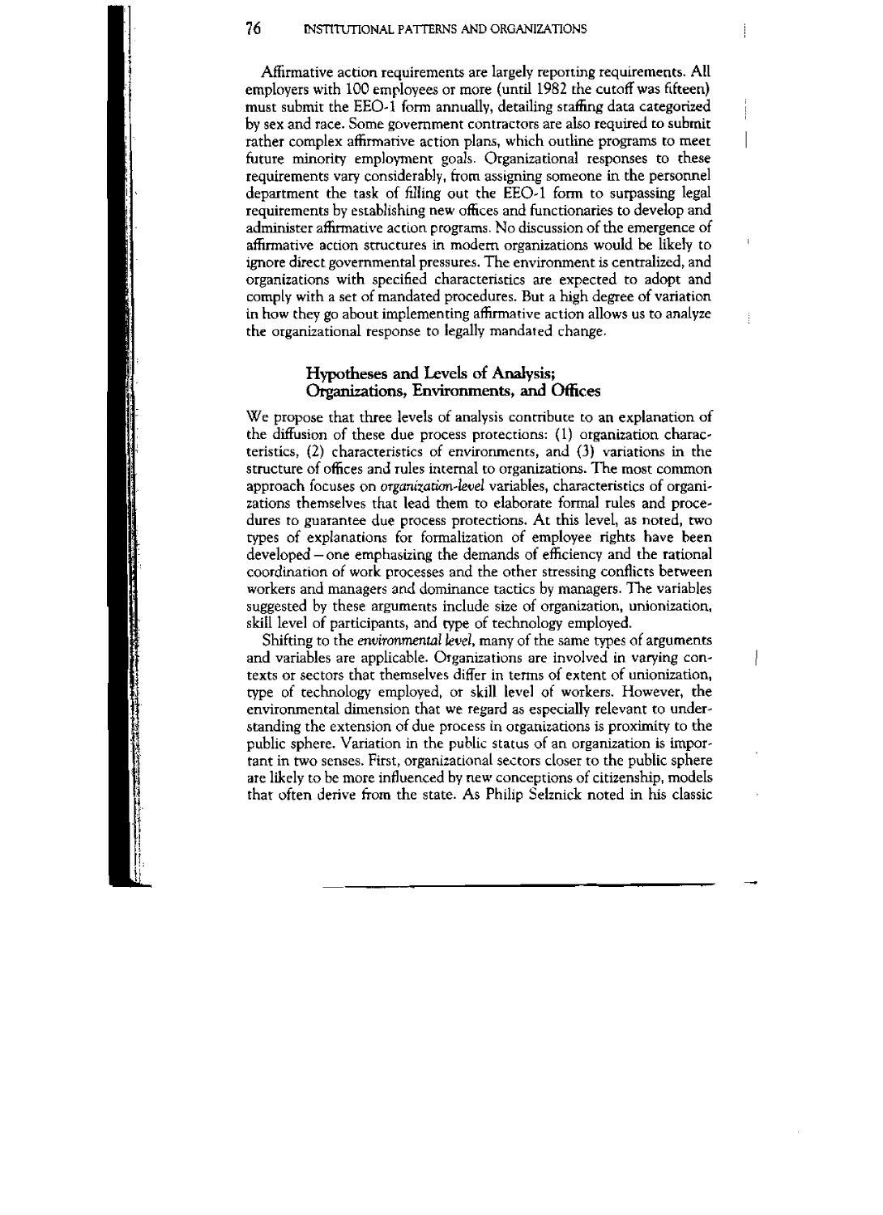Affirmative action requirements are largely reporting requirements. All employers with 100 employees or more (until 1982 the cutoff was fifteen) must submit the EEO-1 form annually, detailing staffing data categorized by sex and race. Some government contractors are also required to submit rather complex affirmative action plans, which outline programs to meet future minority employment goals. Organizational responses to these requirements vary considerably, from assigning someone in the personnel department the task of filling out the EEO-1 form to surpassing legal requirements by establishing new offices and functionaries to develop and administer affirmative action programs. No discussion of the emergence of affirmative action structures in modern organizations would be likely to ignore direct governmental pressures. The environment is centralized, and organizations with specified characteristics are expected to adopt and comply with a set of mandated procedures. But a high degree of variation in how they go about implementing affirmative action allows us to analyze the organizational response to legally mandated change.

## Hypotheses and Levels of Analysis; Organizations, Environments, and Offices

We propose that three levels of analysis contribute to an explanation of the diffusion of these due process protections: (1) organization characteristics, (2) characteristics of environments, and (3) variations in the structure of offices and rules internal to organizations. The most common approach focuses on *organization-level* variables, characteristics of organizations themselves that lead them to elaborate formal rules and procedures to guarantee due process protections. At this level, as noted, two types of explanations for formalization of employee rights have been developed – one emphasizing the demands of efficiency and the rational coordination of work processes and the other stressing conflicts between workers and managers and dominance tactics by managers. The variables suggested by these arguments include size of organization, unionization, skill level of participants, and type of technology employed.

Shifting to the *environmental level*, many of the same types of arguments and variables are applicable. Organizations are involved in varying contexts or sectors that themselves differ in terms of extent of unionization, type of technology employed, or skill level of workers. However, the environmental dimension that we regard as especially relevant to understanding the extension of due process in organizations is proximity to the public sphere. Variation in the public status of an organization is important in two senses. First, organizational sectors closer to the public sphere are likely to be more influenced by new conceptions of citizenship, models that often derive from the state. As Philip Selznick noted in his classic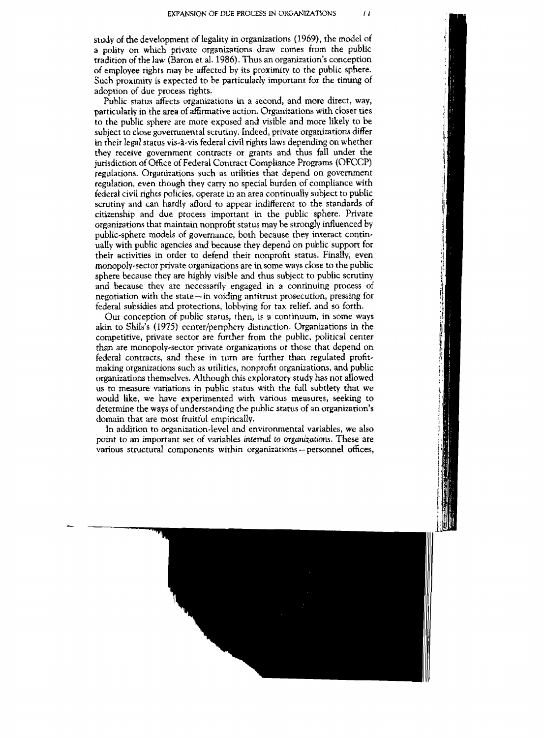study of the development of legality in organizations (1969), the model of a polity on which private organizations draw comes from the public tradition of the law (Baron et al. 1986). Thus an organization's conception of employee rights may be affected by its proximity to the public sphere. Such proximity is expected to be particularly important for the timing of adoption of due process rights.

Public status affects organizations in a second, and more direct, way, particularly in the area of affirmative action. Organizations with closer ties to the public sphere are more exposed and visible and more likely to be subject to close governmental scrutiny. Indeed, private organizations differ in their legal status vis-à-vis federal civil rights laws depending on whether they receive government contracts or grants and thus fall under the jurisdiction of Office of Federal Contract Compliance Programs (OFCCP) regulations. Organizations such as utilities that depend on government regulation, even though they carry no special burden of compliance with federal civil rights policies, operate in an area continually subject to public scrutiny and can hardly afford to appear indifferent to the standards of citizenship and due process important in the public sphere. Private organizations that maintain nonprofit status may be strongly influenced by public-sphere models of governance, both because they interact continually with public agencies and because they depend on public support for their activities in order to defend their nonprofit status. Finally, even monopoly-sector private organizations are in some ways close to the public sphere because they are highly visible and thus subject to public scrutiny and because they are necessarily engaged in a continuing process of negotiation with the state—in voiding antitrust prosecution, pressing for federal subsidies and protections, lobbying for tax relief, and so forth.

Our conception of public status, then, is a continuum, in some ways akin to Shils's (1975) center/periphery distinction. Organizations in the competitive, private sector are further from the public, political center than are monopoly-sector private organizations or those that depend on federal contracts, and these in turn are further than regulated profit-making organizations such as utilities, nonprofit organizations, and public organizations themselves. Although this exploratory study has not allowed us to measure variations in public status with the full subtlety that we would like, we have experimented with various measures, seeking to determine the ways of understanding the public status of an organization's domain that are most fruitful empirically.

In addition to organization-level and environmental variables, we also point to an important set of variables *internal to organizations*. These are various structural components within organizations—personnel offices,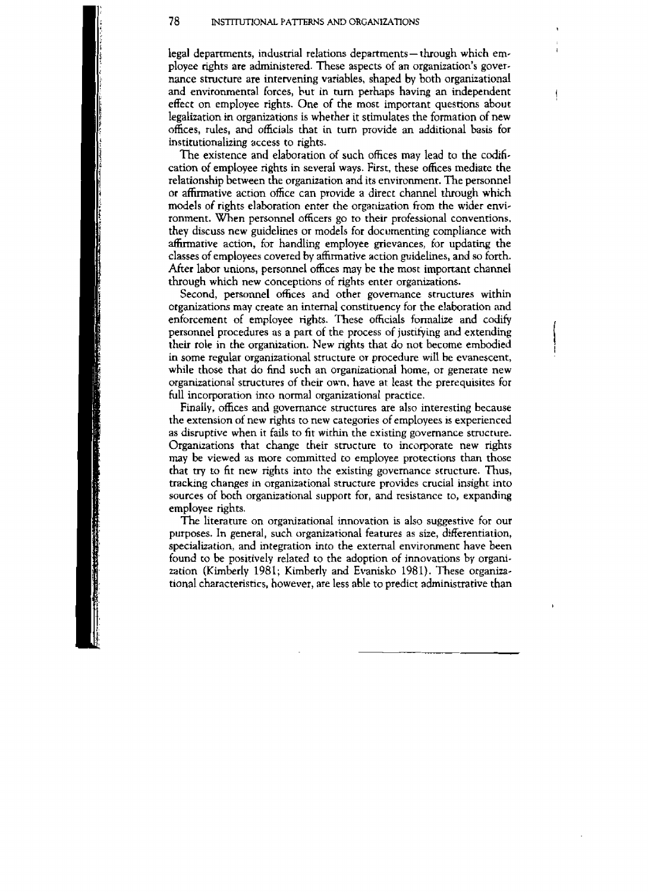legal departments, industrial relations departments—through which employee rights are administered. These aspects of an organization's governance structure are intervening variables, shaped by both organizational and environmental forces, but in turn perhaps having an independent effect on employee rights. One of the most important questions about legalization in organizations is whether it stimulates the formation of new offices, rules, and officials that in turn provide an additional basis for institutionalizing access to rights.

The existence and elaboration of such offices may lead to the codification of employee rights in several ways. First, these offices mediate the relationship between the organization and its environment. The personnel or affirmative action office can provide a direct channel through which models of rights elaboration enter the organization from the wider environment. When personnel officers go to their professional conventions, they discuss new guidelines or models for documenting compliance with affirmative action, for handling employee grievances, for updating the classes of employees covered by affirmative action guidelines, and so forth. After labor unions, personnel offices may be the most important channel through which new conceptions of rights enter organizations.

Second, personnel offices and other governance structures within organizations may create an internal constituency for the elaboration and enforcement of employee rights. These officials formalize and codify personnel procedures as a part of the process of justifying and extending their role in the organization. New rights that do not become embodied in some regular organizational structure or procedure will be evanescent, while those that do find such an organizational home, or generate new organizational structures of their own, have at least the prerequisites for full incorporation into normal organizational practice.

Finally, offices and governance structures are also interesting because the extension of new rights to new categories of employees is experienced as disruptive when it fails to fit within the existing governance structure. Organizations that change their structure to incorporate new rights may be viewed as more committed to employee protections than those that try to fit new rights into the existing governance structure. Thus, tracking changes in organizational structure provides crucial insight into sources of both organizational support for, and resistance to, expanding employee rights.

The literature on organizational innovation is also suggestive for our purposes. In general, such organizational features as size, differentiation, specialization, and integration into the external environment have been found to be positively related to the adoption of innovations by organization (Kimberly 1981; Kimberly and Evanisko 1981). These organizational characteristics, however, are less able to predict administrative than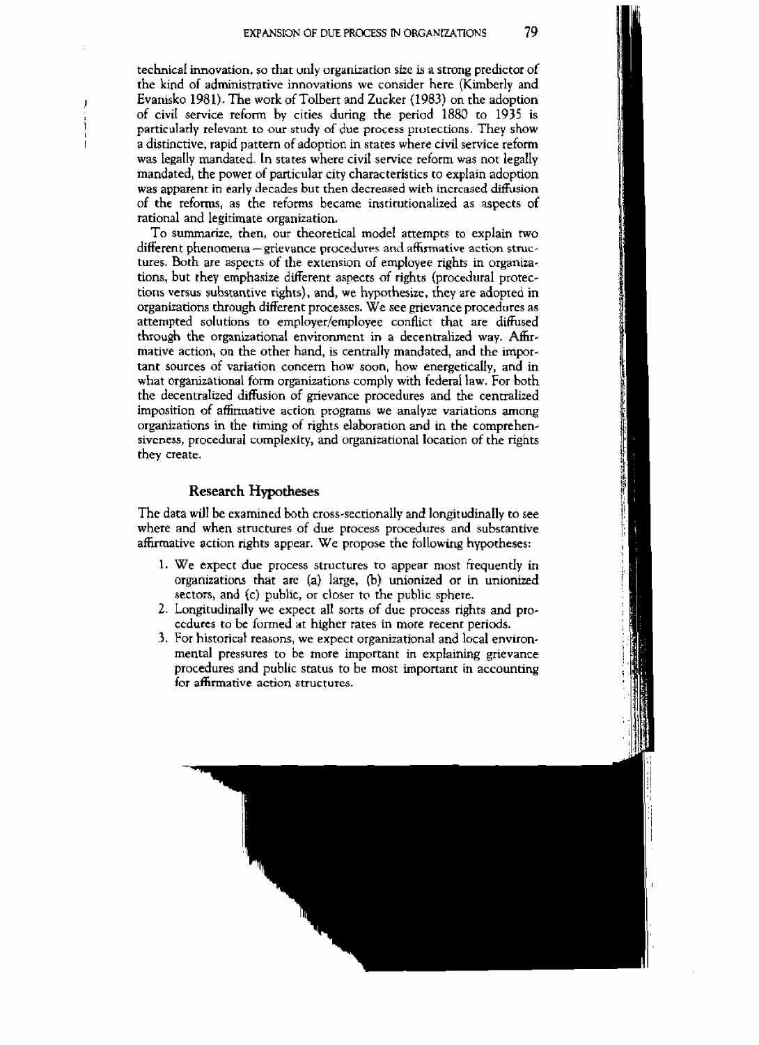technical innovation, so that only organization size is a strong predictor of the kind of administrative innovations we consider here (Kimberly and Evanisko 1981). The work of Tolbert and Zucker (1983) on the adoption of civil service reform by cities during the period 1880 to 1935 is particularly relevant to our study of due process protections. They show a distinctive, rapid pattern of adoption in states where civil service reform was legally mandated. In states where civil service reform was not legally mandated, the power of particular city characteristics to explain adoption was apparent in early decades but then decreased with increased diffusion of the reforms, as the reforms became institutionalized as aspects of rational and legitimate organization.

To summarize, then, our theoretical model attempts to explain two different phenomena — grievance procedures and affirmative action structures. Both are aspects of the extension of employee rights in organizations, but they emphasize different aspects of rights (procedural protections versus substantive rights), and, we hypothesize, they are adopted in organizations through different processes. We see grievance procedures as attempted solutions to employer/employee conflict that are diffused through the organizational environment in a decentralized way. Affirmative action, on the other hand, is centrally mandated, and the important sources of variation concern how soon, how energetically, and in what organizational form organizations comply with federal law. For both the decentralized diffusion of grievance procedures and the centralized imposition of affirmative action programs we analyze variations among organizations in the timing of rights elaboration and in the comprehensiveness, procedural complexity, and organizational location of the rights they create.

## Research Hypotheses

The data will be examined both cross-sectionally and longitudinally to see where and when structures of due process procedures and substantive affirmative action rights appear. We propose the following hypotheses:

1. We expect due process structures to appear most frequently in organizations that are (a) large, (b) unionized or in unionized sectors, and (c) public, or closer to the public sphere.
2. Longitudinally we expect all sorts of due process rights and procedures to be formed at higher rates in more recent periods.
3. For historical reasons, we expect organizational and local environmental pressures to be more important in explaining grievance procedures and public status to be most important in accounting for affirmative action structures.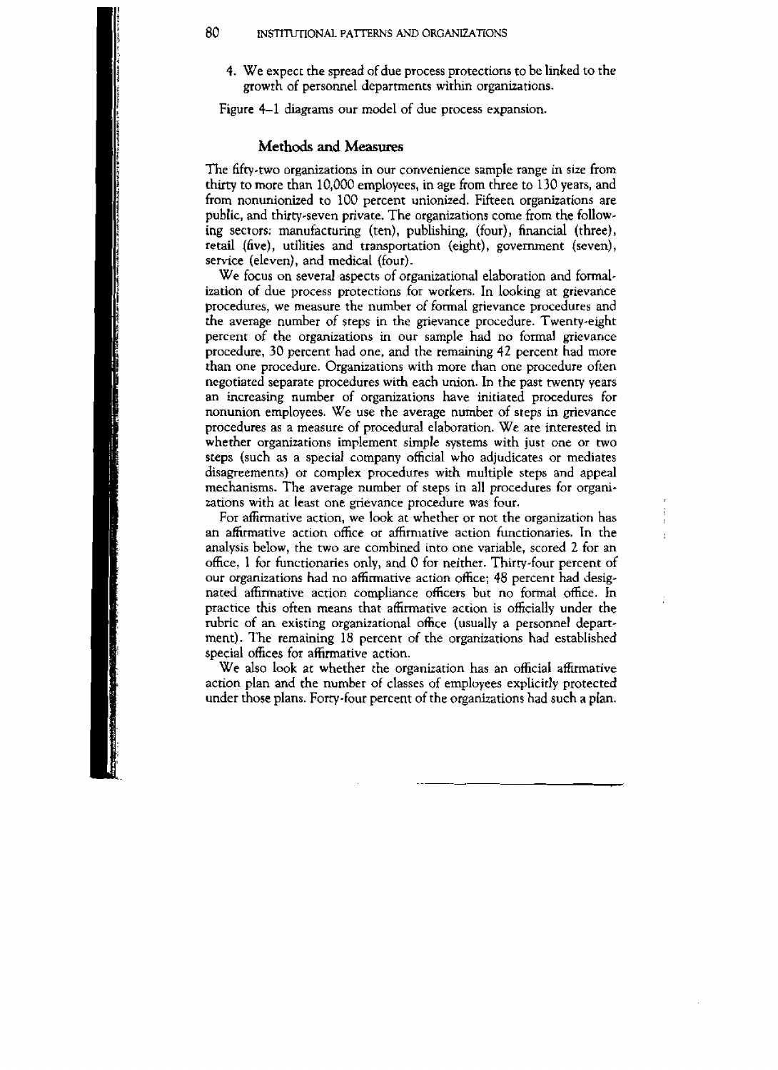4. We expect the spread of due process protections to be linked to the growth of personnel departments within organizations.

Figure 4–1 diagrams our model of due process expansion.

## Methods and Measures

The fifty-two organizations in our convenience sample range in size from thirty to more than 10,000 employees, in age from three to 130 years, and from nonunionized to 100 percent unionized. Fifteen organizations are public, and thirty-seven private. The organizations come from the following sectors: manufacturing (ten), publishing, (four), financial (three), retail (five), utilities and transportation (eight), government (seven), service (eleven), and medical (four).

We focus on several aspects of organizational elaboration and formalization of due process protections for workers. In looking at grievance procedures, we measure the number of formal grievance procedures and the average number of steps in the grievance procedure. Twenty-eight percent of the organizations in our sample had no formal grievance procedure, 30 percent had one, and the remaining 42 percent had more than one procedure. Organizations with more than one procedure often negotiated separate procedures with each union. In the past twenty years an increasing number of organizations have initiated procedures for nonunion employees. We use the average number of steps in grievance procedures as a measure of procedural elaboration. We are interested in whether organizations implement simple systems with just one or two steps (such as a special company official who adjudicates or mediates disagreements) or complex procedures with multiple steps and appeal mechanisms. The average number of steps in all procedures for organizations with at least one grievance procedure was four.

For affirmative action, we look at whether or not the organization has an affirmative action office or affirmative action functionaries. In the analysis below, the two are combined into one variable, scored 2 for an office, 1 for functionaries only, and 0 for neither. Thirty-four percent of our organizations had no affirmative action office; 48 percent had designated affirmative action compliance officers but no formal office. In practice this often means that affirmative action is officially under the rubric of an existing organizational office (usually a personnel department). The remaining 18 percent of the organizations had established special offices for affirmative action.

We also look at whether the organization has an official affirmative action plan and the number of classes of employees explicitly protected under those plans. Forty-four percent of the organizations had such a plan.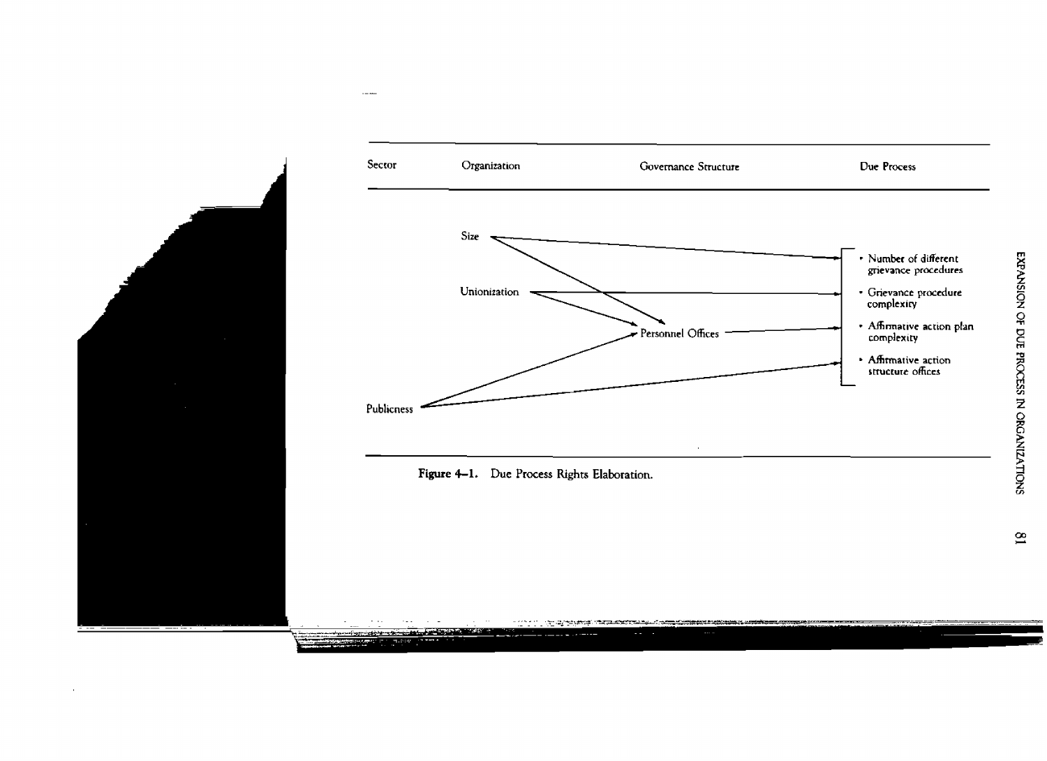| Sector | Organization | Governance Structure | Due Process |
|---|---|---|---|
| | Size | | • Number of different grievance procedures |
| | Unionization | | • Grievance procedure complexity |
| | | Personnel Offices | • Affirmative action plan complexity |
| | | | • Affirmative action structure offices |
| Publicness | | | |

**Figure 4–1.** Due Process Rights Elaboration.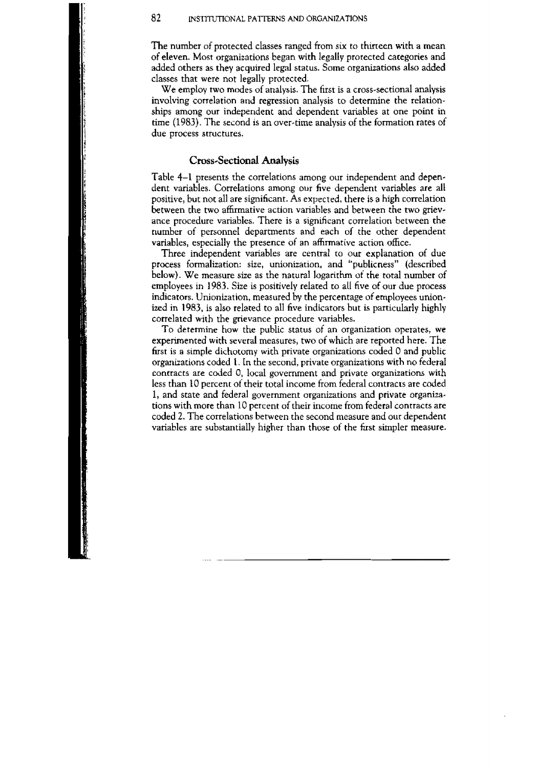The number of protected classes ranged from six to thirteen with a mean of eleven. Most organizations began with legally protected categories and added others as they acquired legal status. Some organizations also added classes that were not legally protected.

We employ two modes of analysis. The first is a cross-sectional analysis involving correlation and regression analysis to determine the relationships among our independent and dependent variables at one point in time (1983). The second is an over-time analysis of the formation rates of due process structures.

## Cross-Sectional Analysis

Table 4–1 presents the correlations among our independent and dependent variables. Correlations among our five dependent variables are all positive, but not all are significant. As expected, there is a high correlation between the two affirmative action variables and between the two grievance procedure variables. There is a significant correlation between the number of personnel departments and each of the other dependent variables, especially the presence of an affirmative action office.

Three independent variables are central to our explanation of due process formalization: size, unionization, and "publicness" (described below). We measure size as the natural logarithm of the total number of employees in 1983. Size is positively related to all five of our due process indicators. Unionization, measured by the percentage of employees unionized in 1983, is also related to all five indicators but is particularly highly correlated with the grievance procedure variables.

To determine how the public status of an organization operates, we experimented with several measures, two of which are reported here. The first is a simple dichotomy with private organizations coded 0 and public organizations coded 1. In the second, private organizations with no federal contracts are coded 0, local government and private organizations with less than 10 percent of their total income from federal contracts are coded 1, and state and federal government organizations and private organizations with more than 10 percent of their income from federal contracts are coded 2. The correlations between the second measure and our dependent variables are substantially higher than those of the first simpler measure.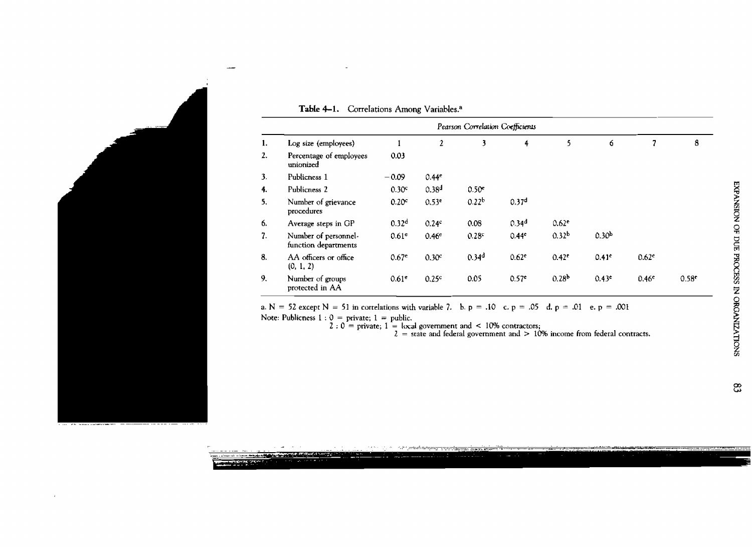**Table 4–1.** Correlations Among Variables.[a]

| | | Pearson Correlation Coefficients | | | | | | | |
|---|---|---|---|---|---|---|---|---|---|
| | | 1 | 2 | 3 | 4 | 5 | 6 | 7 | 8 |
| 1. | Log size (employees) | | | | | | | | |
| 2. | Percentage of employees unionized | 0.03 | | | | | | | |
| 3. | Publicness 1 | −0.09 | 0.44[e] | | | | | | |
| 4. | Publicness 2 | 0.30[c] | 0.38[d] | 0.50[e] | | | | | |
| 5. | Number of grievance procedures | 0.20[c] | 0.53[e] | 0.22[b] | 0.37[d] | | | | |
| 6. | Average steps in GP | 0.32[d] | 0.24[c] | 0.08 | 0.34[d] | 0.62[e] | | | |
| 7. | Number of personnel-function departments | 0.61[e] | 0.46[e] | 0.28[c] | 0.44[e] | 0.32[b] | 0.30[b] | | |
| 8. | AA officers or office (0, 1, 2) | 0.67[e] | 0.30[c] | 0.34[d] | 0.62[e] | 0.42[e] | 0.41[e] | 0.62[e] | |
| 9. | Number of groups protected in AA | 0.61[e] | 0.25[c] | 0.05 | 0.57[e] | 0.28[b] | 0.43[e] | 0.46[e] | 0.58[e] |

a. N = 52 except N = 51 in correlations with variable 7. b. $p = .10$ c. $p = .05$ d. $p = .01$ e. $p = .001$

Note: Publicness 1 : 0 = private; 1 = public.
2 : 0 = private; 1 = local government and < 10% contractors;
2 = state and federal government and > 10% income from federal contracts.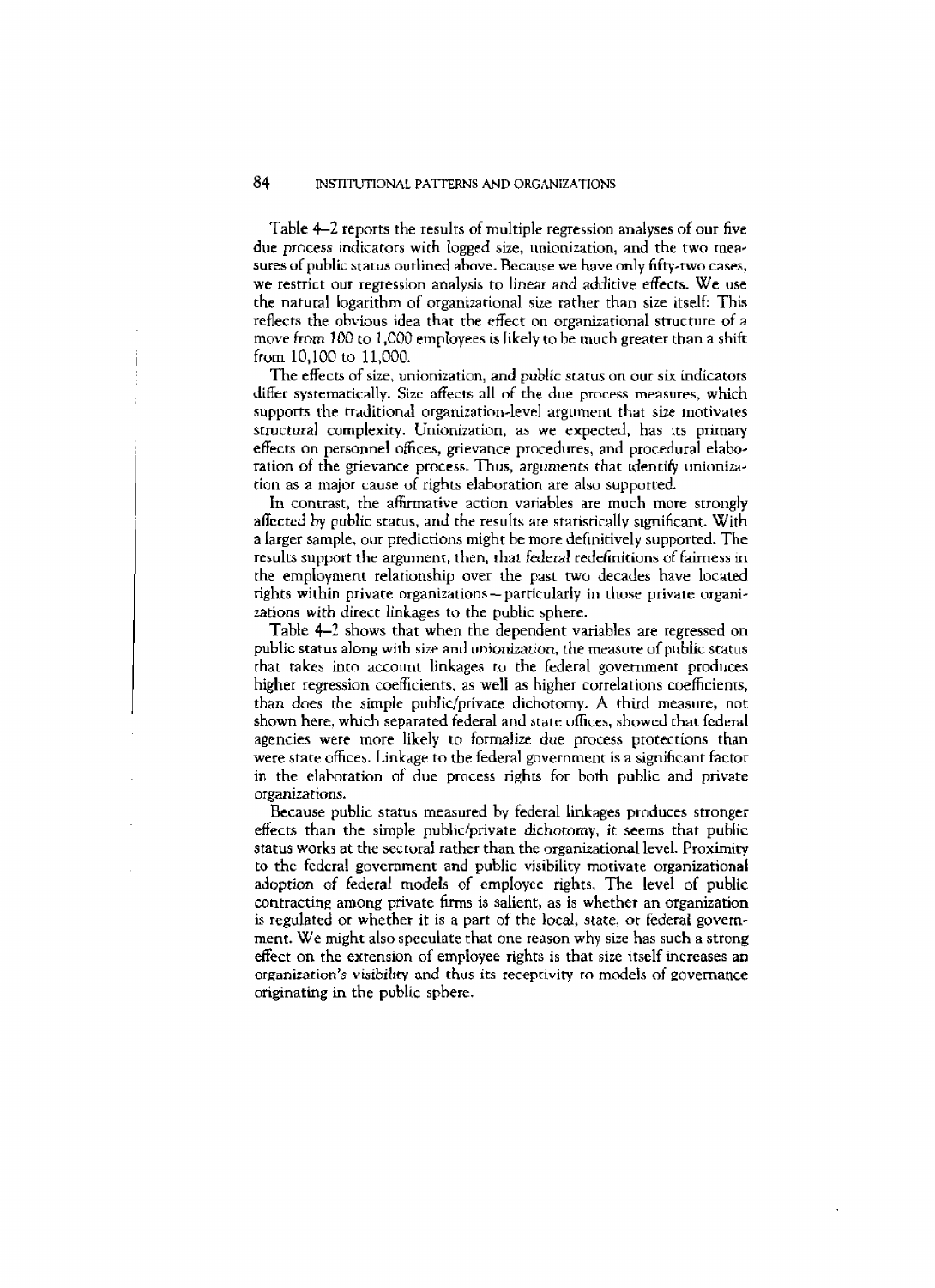Table 4–2 reports the results of multiple regression analyses of our five due process indicators with logged size, unionization, and the two measures of public status outlined above. Because we have only fifty-two cases, we restrict our regression analysis to linear and additive effects. We use the natural logarithm of organizational size rather than size itself: This reflects the obvious idea that the effect on organizational structure of a move from 100 to 1,000 employees is likely to be much greater than a shift from 10,100 to 11,000.

The effects of size, unionization, and public status on our six indicators differ systematically. Size affects all of the due process measures, which supports the traditional organization-level argument that size motivates structural complexity. Unionization, as we expected, has its primary effects on personnel offices, grievance procedures, and procedural elaboration of the grievance process. Thus, arguments that identify unionization as a major cause of rights elaboration are also supported.

In contrast, the affirmative action variables are much more strongly affected by public status, and the results are statistically significant. With a larger sample, our predictions might be more definitively supported. The results support the argument, then, that federal redefinitions of fairness in the employment relationship over the past two decades have located rights within private organizations—particularly in those private organizations with direct linkages to the public sphere.

Table 4–2 shows that when the dependent variables are regressed on public status along with size and unionization, the measure of public status that takes into account linkages to the federal government produces higher regression coefficients, as well as higher correlations coefficients, than does the simple public/private dichotomy. A third measure, not shown here, which separated federal and state offices, showed that federal agencies were more likely to formalize due process protections than were state offices. Linkage to the federal government is a significant factor in the elaboration of due process rights for both public and private organizations.

Because public status measured by federal linkages produces stronger effects than the simple public/private dichotomy, it seems that public status works at the sectoral rather than the organizational level. Proximity to the federal government and public visibility motivate organizational adoption of federal models of employee rights. The level of public contracting among private firms is salient, as is whether an organization is regulated or whether it is a part of the local, state, or federal government. We might also speculate that one reason why size has such a strong effect on the extension of employee rights is that size itself increases an organization's visibility and thus its receptivity to models of governance originating in the public sphere.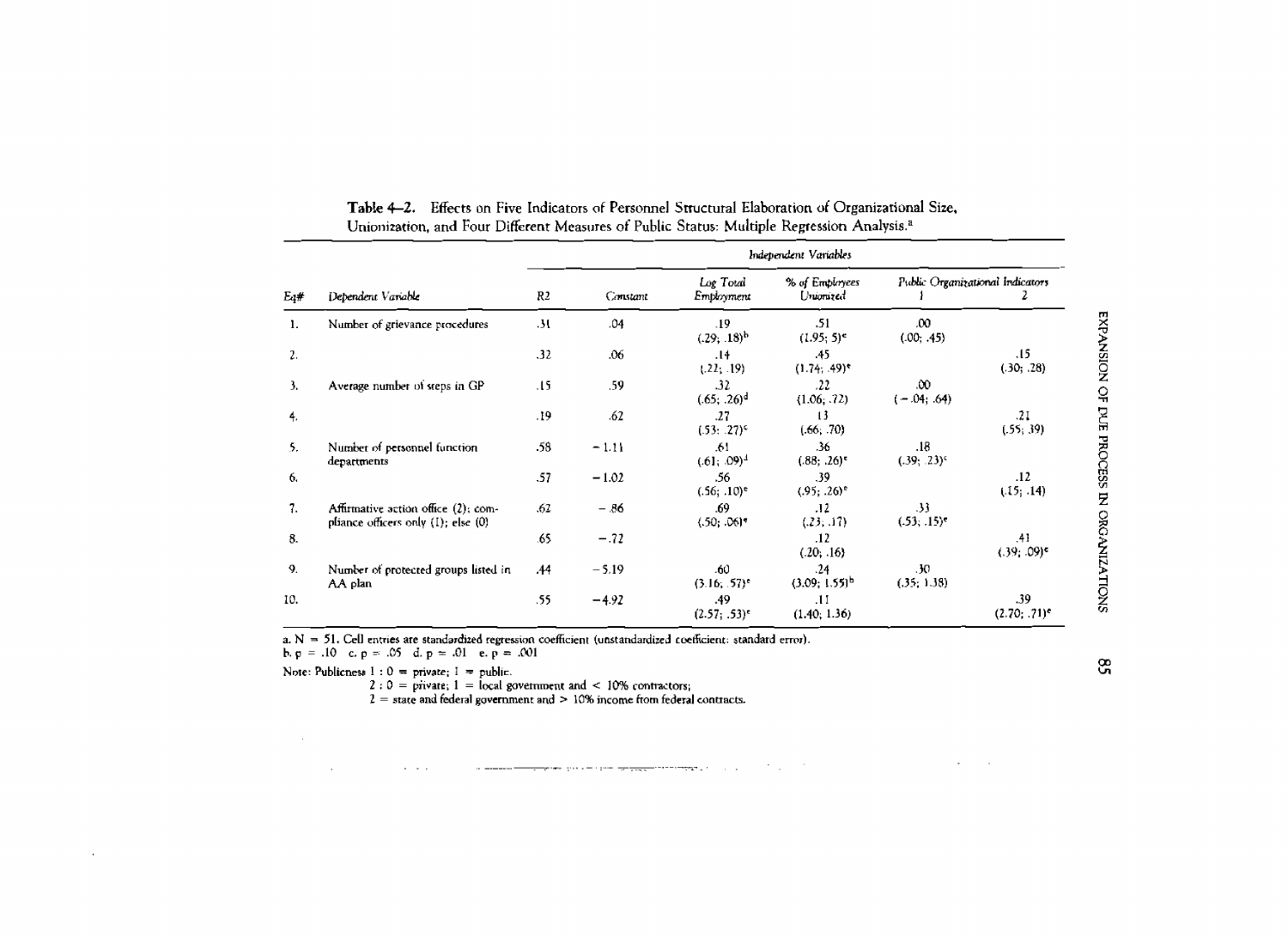**Table 4–2.** Effects on Five Indicators of Personnel Structural Elaboration of Organizational Size, Unionization, and Four Different Measures of Public Status: Multiple Regression Analysis.[a]

| | | | | *Independent Variables* | | | |
|---|---|---|---|---|---|---|---|
| Eq# | Dependent Variable | R2 | Constant | Log Total Employment | % of Employees Unionized | Public Organizational Indicators 1 | Public Organizational Indicators 2 |
| 1. | Number of grievance procedures | .31 | .04 | .19 (.29; .18)[b] | .51 (1.95; 5)[e] | .00 (.00; .45) | |
| 2. | | .32 | .06 | .14 (.22; .19) | .45 (1.74; .49)[e] | | .15 (.30; .28) |
| 3. | Average number of steps in GP | .15 | .59 | .32 (.65; .26)[d] | .22 (1.06; .72) | .00 (−.04; .64) | |
| 4. | | .19 | .62 | .27 (.53; .27)[c] | .13 (.66; .70) | | .21 (.55; .39) |
| 5. | Number of personnel function departments | .58 | −1.11 | .61 (.61; .09)[d] | .36 (.88; .26)[e] | .18 (.39; .23)[c] | |
| 6. | | .57 | −1.02 | .56 (.56; .10)[e] | .39 (.95; .26)[e] | | .12 (.15; .14) |
| 7. | Affirmative action office (2); compliance officers only (1); else (0) | .62 | −.86 | .69 (.50; .06)[e] | .12 (.23; .17) | .33 (.53; .15)[e] | |
| 8. | | .65 | −.72 | | .12 (.20; .16) | | .41 (.39; .09)[e] |
| 9. | Number of protected groups listed in AA plan | .44 | −5.19 | .60 (3.16; .57)[e] | .24 (3.09; 1.55)[b] | .30 (.35; 1.38) | |
| 10. | | .55 | −4.92 | .49 (2.57; .53)[e] | .11 (1.40; 1.36) | | .39 (2.70; .71)[e] |

a. N = 51. Cell entries are standardized regression coefficient (unstandardized coefficient: standard error).
b. p = .10 c. p = .05 d. p = .01 e. p = .001

Note: Publicness 1 : 0 = private; 1 = public.
2 : 0 = private; 1 = local government and < 10% contractors;
2 = state and federal government and > 10% income from federal contracts.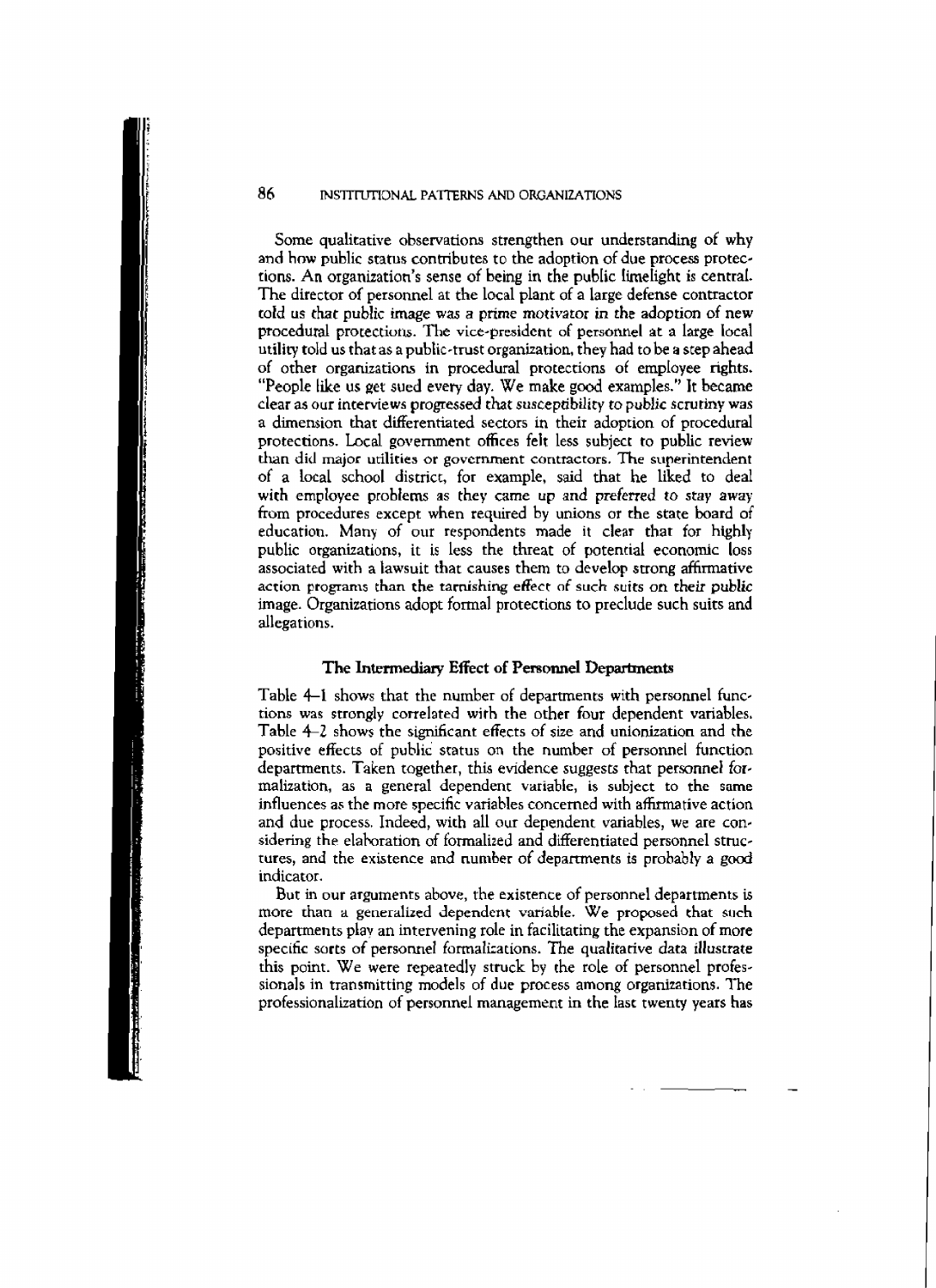Some qualitative observations strengthen our understanding of why and how public status contributes to the adoption of due process protections. An organization's sense of being in the public limelight is central. The director of personnel at the local plant of a large defense contractor told us that public image was a prime motivator in the adoption of new procedural protections. The vice-president of personnel at a large local utility told us that as a public-trust organization, they had to be a step ahead of other organizations in procedural protections of employee rights. "People like us get sued every day. We make good examples." It became clear as our interviews progressed that susceptibility to public scrutiny was a dimension that differentiated sectors in their adoption of procedural protections. Local government offices felt less subject to public review than did major utilities or government contractors. The superintendent of a local school district, for example, said that he liked to deal with employee problems as they came up and preferred to stay away from procedures except when required by unions or the state board of education. Many of our respondents made it clear that for highly public organizations, it is less the threat of potential economic loss associated with a lawsuit that causes them to develop strong affirmative action programs than the tarnishing effect of such suits on their public image. Organizations adopt formal protections to preclude such suits and allegations.

### The Intermediary Effect of Personnel Departments

Table 4–1 shows that the number of departments with personnel functions was strongly correlated with the other four dependent variables. Table 4–2 shows the significant effects of size and unionization and the positive effects of public status on the number of personnel function departments. Taken together, this evidence suggests that personnel formalization, as a general dependent variable, is subject to the same influences as the more specific variables concerned with affirmative action and due process. Indeed, with all our dependent variables, we are considering the elaboration of formalized and differentiated personnel structures, and the existence and number of departments is probably a good indicator.

But in our arguments above, the existence of personnel departments is more than a generalized dependent variable. We proposed that such departments play an intervening role in facilitating the expansion of more specific sorts of personnel formalizations. The qualitative data illustrate this point. We were repeatedly struck by the role of personnel professionals in transmitting models of due process among organizations. The professionalization of personnel management in the last twenty years has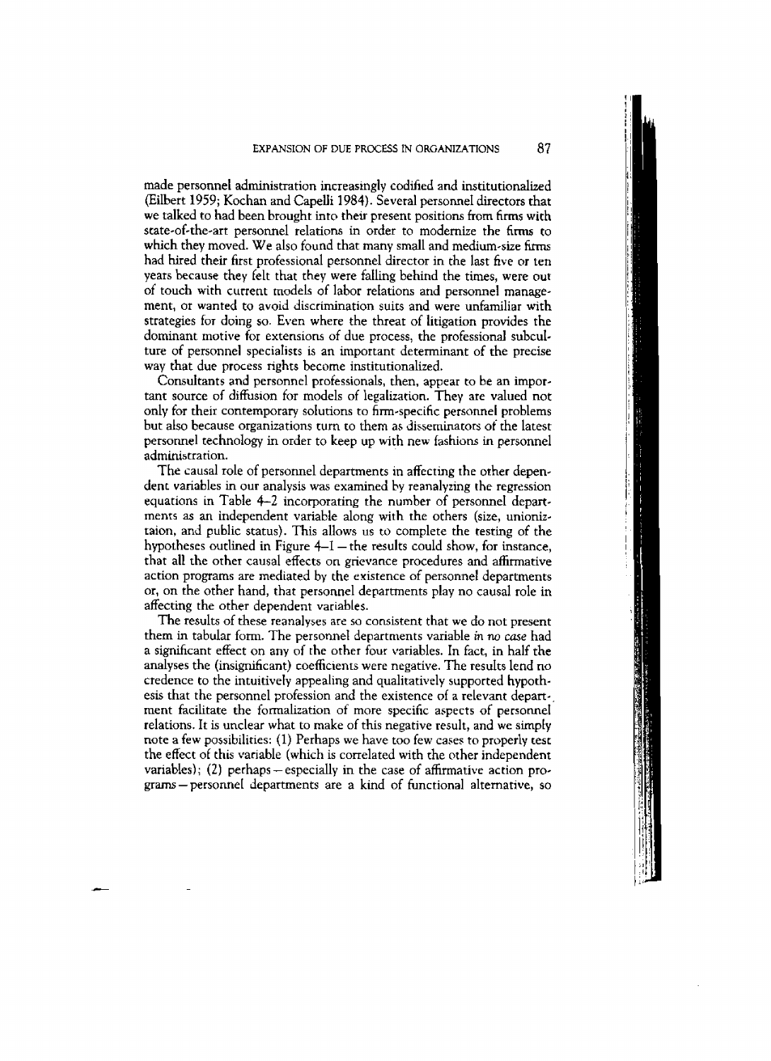made personnel administration increasingly codified and institutionalized (Eilbert 1959; Kochan and Capelli 1984). Several personnel directors that we talked to had been brought into their present positions from firms with state-of-the-art personnel relations in order to modernize the firms to which they moved. We also found that many small and medium-size firms had hired their first professional personnel director in the last five or ten years because they felt that they were falling behind the times, were out of touch with current models of labor relations and personnel management, or wanted to avoid discrimination suits and were unfamiliar with strategies for doing so. Even where the threat of litigation provides the dominant motive for extensions of due process, the professional subculture of personnel specialists is an important determinant of the precise way that due process rights become institutionalized.

Consultants and personnel professionals, then, appear to be an important source of diffusion for models of legalization. They are valued not only for their contemporary solutions to firm-specific personnel problems but also because organizations turn to them as disseminators of the latest personnel technology in order to keep up with new fashions in personnel administration.

The causal role of personnel departments in affecting the other dependent variables in our analysis was examined by reanalyzing the regression equations in Table 4–2 incorporating the number of personnel departments as an independent variable along with the others (size, unioniztaion, and public status). This allows us to complete the testing of the hypotheses outlined in Figure 4–1 — the results could show, for instance, that all the other causal effects on grievance procedures and affirmative action programs are mediated by the existence of personnel departments or, on the other hand, that personnel departments play no causal role in affecting the other dependent variables.

The results of these reanalyses are so consistent that we do not present them in tabular form. The personnel departments variable *in no case* had a significant effect on any of the other four variables. In fact, in half the analyses the (insignificant) coefficients were negative. The results lend no credence to the intuitively appealing and qualitatively supported hypothesis that the personnel profession and the existence of a relevant department facilitate the formalization of more specific aspects of personnel relations. It is unclear what to make of this negative result, and we simply note a few possibilities: (1) Perhaps we have too few cases to properly test the effect of this variable (which is correlated with the other independent variables); (2) perhaps — especially in the case of affirmative action programs — personnel departments are a kind of functional alternative, so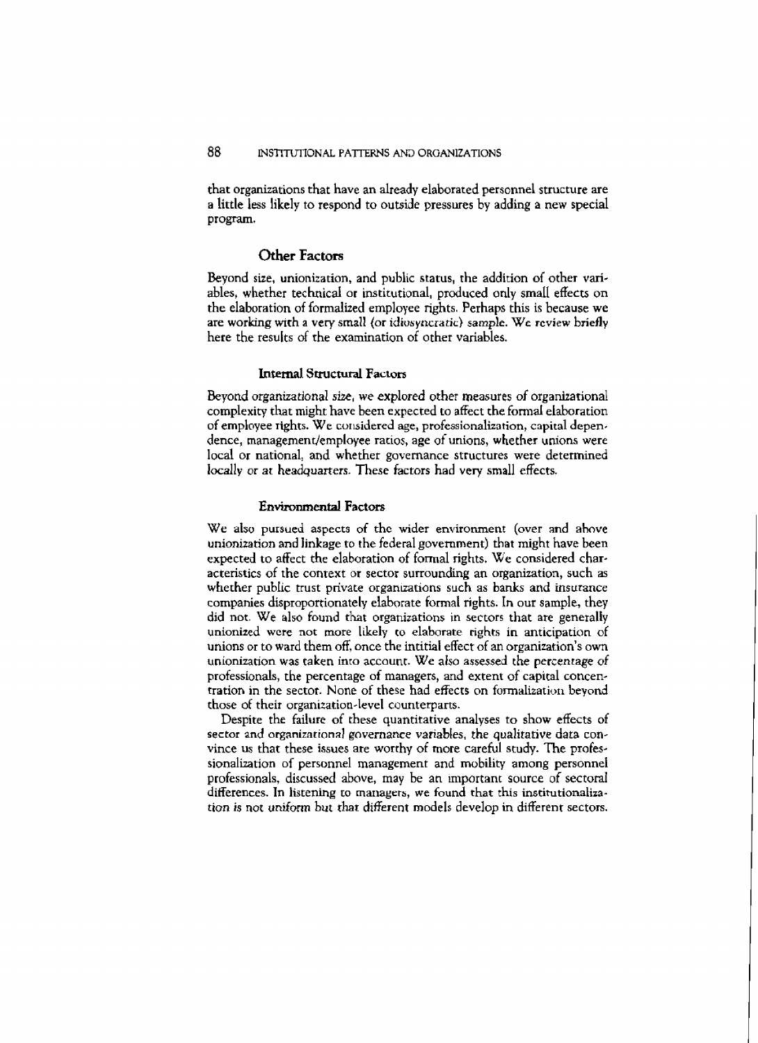that organizations that have an already elaborated personnel structure are a little less likely to respond to outside pressures by adding a new special program.

## Other Factors

Beyond size, unionization, and public status, the addition of other variables, whether technical or institutional, produced only small effects on the elaboration of formalized employee rights. Perhaps this is because we are working with a very small (or idiosyncratic) sample. We review briefly here the results of the examination of other variables.

### Internal Structural Factors

Beyond organizational size, we explored other measures of organizational complexity that might have been expected to affect the formal elaboration of employee rights. We considered age, professionalization, capital dependence, management/employee ratios, age of unions, whether unions were local or national, and whether governance structures were determined locally or at headquarters. These factors had very small effects.

### Environmental Factors

We also pursued aspects of the wider environment (over and above unionization and linkage to the federal government) that might have been expected to affect the elaboration of formal rights. We considered characteristics of the context or sector surrounding an organization, such as whether public trust private organizations such as banks and insurance companies disproportionately elaborate formal rights. In our sample, they did not. We also found that organizations in sectors that are generally unionized were not more likely to elaborate rights in anticipation of unions or to ward them off, once the intitial effect of an organization's own unionization was taken into account. We also assessed the percentage of professionals, the percentage of managers, and extent of capital concentration in the sector. None of these had effects on formalization beyond those of their organization-level counterparts.

Despite the failure of these quantitative analyses to show effects of sector and organizational governance variables, the qualitative data convince us that these issues are worthy of more careful study. The professionalization of personnel management and mobility among personnel professionals, discussed above, may be an important source of sectoral differences. In listening to managers, we found that this institutionalization is not uniform but that different models develop in different sectors.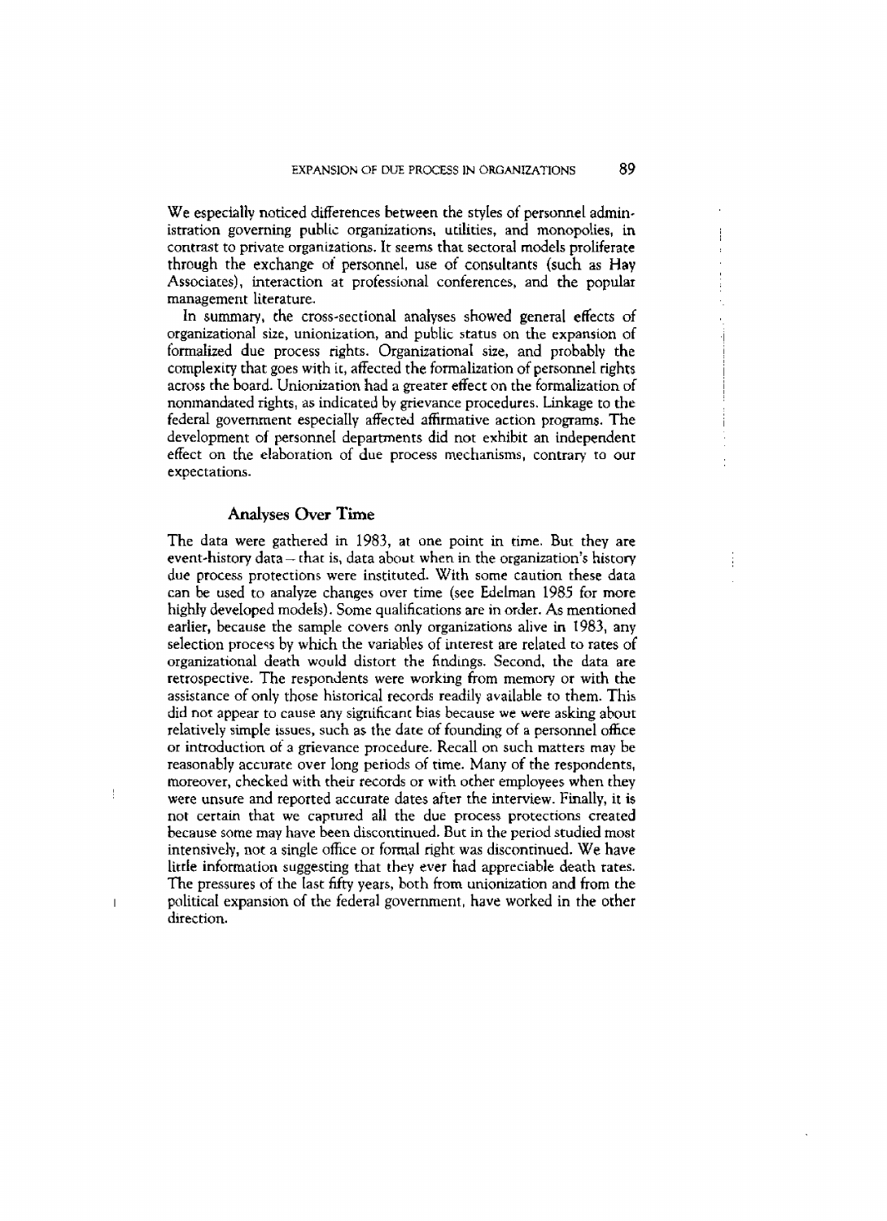We especially noticed differences between the styles of personnel administration governing public organizations, utilities, and monopolies, in contrast to private organizations. It seems that sectoral models proliferate through the exchange of personnel, use of consultants (such as Hay Associates), interaction at professional conferences, and the popular management literature.

In summary, the cross-sectional analyses showed general effects of organizational size, unionization, and public status on the expansion of formalized due process rights. Organizational size, and probably the complexity that goes with it, affected the formalization of personnel rights across the board. Unionization had a greater effect on the formalization of nonmandated rights, as indicated by grievance procedures. Linkage to the federal government especially affected affirmative action programs. The development of personnel departments did not exhibit an independent effect on the elaboration of due process mechanisms, contrary to our expectations.

### Analyses Over Time

The data were gathered in 1983, at one point in time. But they are event-history data – that is, data about when in the organization's history due process protections were instituted. With some caution these data can be used to analyze changes over time (see Edelman 1985 for more highly developed models). Some qualifications are in order. As mentioned earlier, because the sample covers only organizations alive in 1983, any selection process by which the variables of interest are related to rates of organizational death would distort the findings. Second, the data are retrospective. The respondents were working from memory or with the assistance of only those historical records readily available to them. This did not appear to cause any significant bias because we were asking about relatively simple issues, such as the date of founding of a personnel office or introduction of a grievance procedure. Recall on such matters may be reasonably accurate over long periods of time. Many of the respondents, moreover, checked with their records or with other employees when they were unsure and reported accurate dates after the interview. Finally, it is not certain that we captured all the due process protections created because some may have been discontinued. But in the period studied most intensively, not a single office or formal right was discontinued. We have little information suggesting that they ever had appreciable death rates. The pressures of the last fifty years, both from unionization and from the political expansion of the federal government, have worked in the other direction.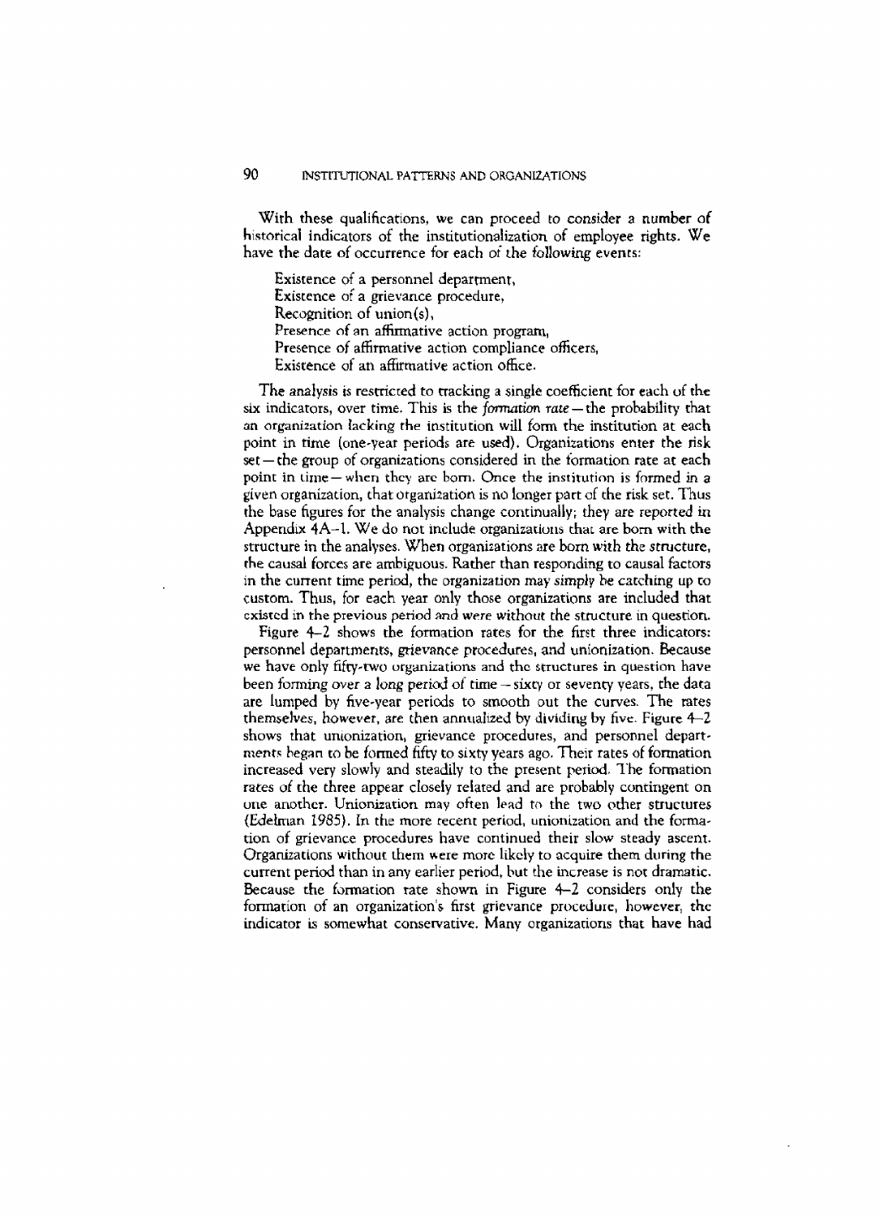With these qualifications, we can proceed to consider a number of historical indicators of the institutionalization of employee rights. We have the date of occurrence for each of the following events:

Existence of a personnel department,
Existence of a grievance procedure,
Recognition of union(s),
Presence of an affirmative action program,
Presence of affirmative action compliance officers,
Existence of an affirmative action office.

The analysis is restricted to tracking a single coefficient for each of the six indicators, over time. This is the *formation rate*—the probability that an organization lacking the institution will form the institution at each point in time (one-year periods are used). Organizations enter the risk set—the group of organizations considered in the formation rate at each point in time—when they are born. Once the institution is formed in a given organization, that organization is no longer part of the risk set. Thus the base figures for the analysis change continually; they are reported in Appendix 4A–1. We do not include organizations that are born with the structure in the analyses. When organizations are born with the structure, the causal forces are ambiguous. Rather than responding to causal factors in the current time period, the organization may simply be catching up to custom. Thus, for each year only those organizations are included that existed in the previous period and were without the structure in question.

Figure 4–2 shows the formation rates for the first three indicators: personnel departments, grievance procedures, and unionization. Because we have only fifty-two organizations and the structures in question have been forming over a long period of time—sixty or seventy years, the data are lumped by five-year periods to smooth out the curves. The rates themselves, however, are then annualized by dividing by five. Figure 4–2 shows that unionization, grievance procedures, and personnel departments began to be formed fifty to sixty years ago. Their rates of formation increased very slowly and steadily to the present period. The formation rates of the three appear closely related and are probably contingent on one another. Unionization may often lead to the two other structures (Edelman 1985). In the more recent period, unionization and the formation of grievance procedures have continued their slow steady ascent. Organizations without them were more likely to acquire them during the current period than in any earlier period, but the increase is not dramatic. Because the formation rate shown in Figure 4–2 considers only the formation of an organization's first grievance procedure, however, the indicator is somewhat conservative. Many organizations that have had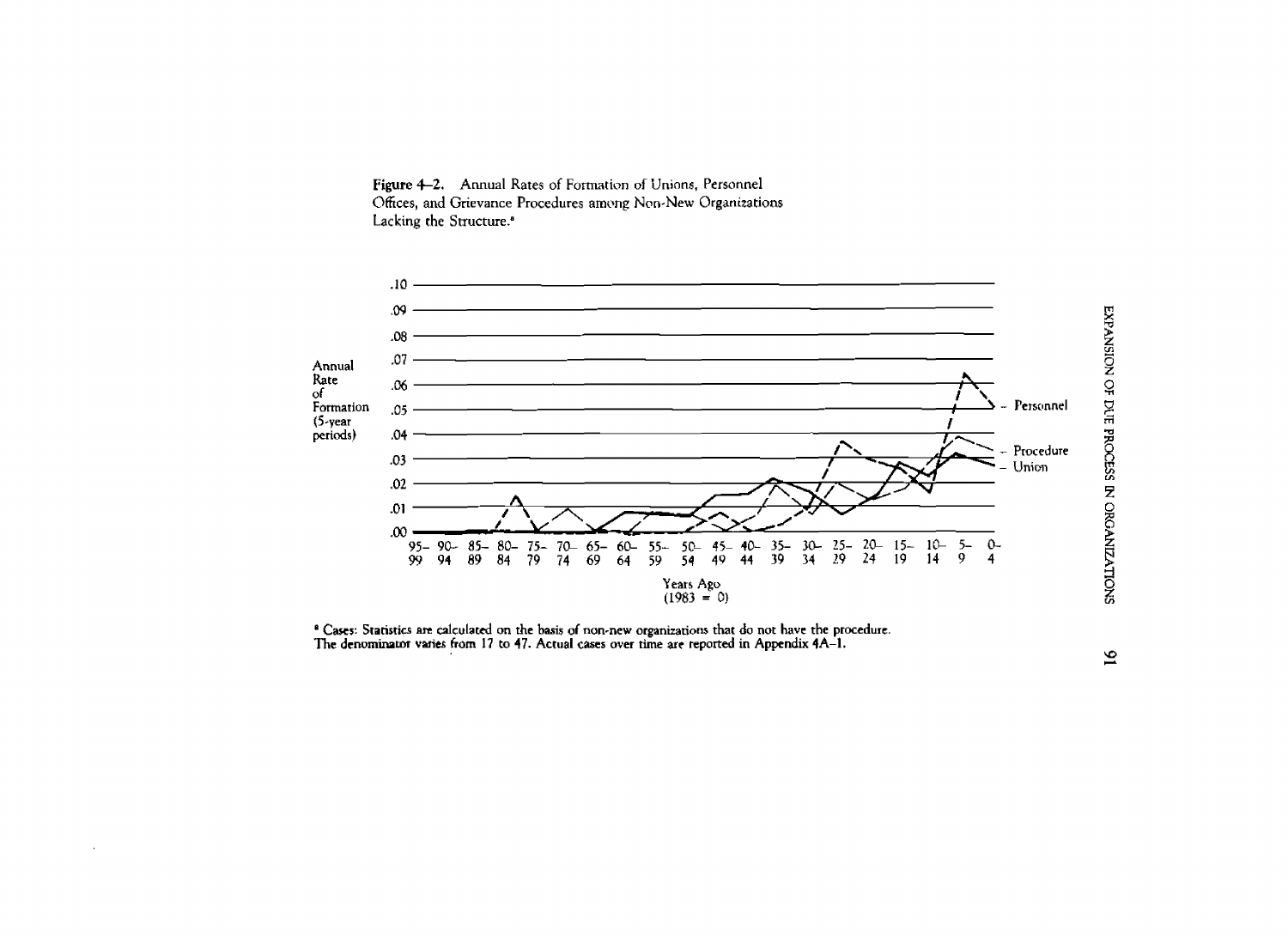**Figure 4–2.** Annual Rates of Formation of Unions, Personnel Offices, and Grievance Procedures among Non-New Organizations Lacking the Structure.[a]

[a] Cases: Statistics are calculated on the basis of non-new organizations that do not have the procedure. The denominator varies from 17 to 47. Actual cases over time are reported in Appendix 4A–1.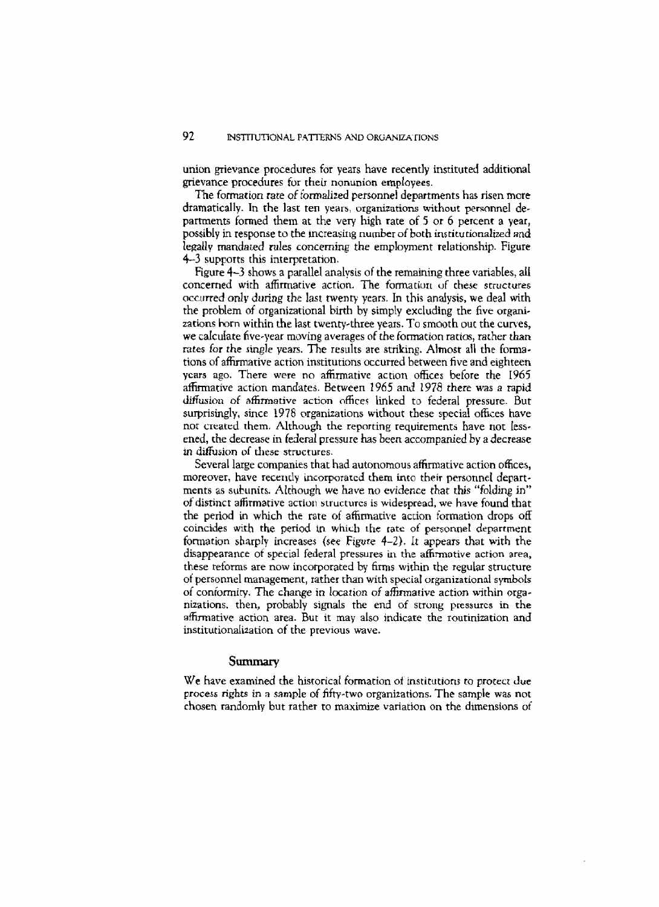union grievance procedures for years have recently instituted additional grievance procedures for their nonunion employees.

The formation rate of formalized personnel departments has risen more dramatically. In the last ten years, organizations without personnel departments formed them at the very high rate of 5 or 6 percent a year, possibly in response to the increasing number of both institutionalized and legally mandated rules concerning the employment relationship. Figure 4–3 supports this interpretation.

Figure 4–3 shows a parallel analysis of the remaining three variables, all concerned with affirmative action. The formation of these structures occurred only during the last twenty years. In this analysis, we deal with the problem of organizational birth by simply excluding the five organizations born within the last twenty-three years. To smooth out the curves, we calculate five-year moving averages of the formation ratios, rather than rates for the single years. The results are striking. Almost all the formations of affirmative action institutions occurred between five and eighteen years ago. There were no affirmative action offices before the 1965 affirmative action mandates. Between 1965 and 1978 there was a rapid diffusion of affirmative action offices linked to federal pressure. But surprisingly, since 1978 organizations without these special offices have not created them. Although the reporting requirements have not lessened, the decrease in federal pressure has been accompanied by a decrease in diffusion of these structures.

Several large companies that had autonomous affirmative action offices, moreover, have recently incorporated them into their personnel departments as subunits. Although we have no evidence that this "folding in" of distinct affirmative action structures is widespread, we have found that the period in which the rate of affirmative action formation drops off coincides with the period in which the rate of personnel department formation sharply increases (see Figure 4–2). It appears that with the disappearance of special federal pressures in the affirmative action area, these reforms are now incorporated by firms within the regular structure of personnel management, rather than with special organizational symbols of conformity. The change in location of affirmative action within organizations, then, probably signals the end of strong pressures in the affirmative action area. But it may also indicate the routinization and institutionalization of the previous wave.

## Summary

We have examined the historical formation of institutions to protect due process rights in a sample of fifty-two organizations. The sample was not chosen randomly but rather to maximize variation on the dimensions of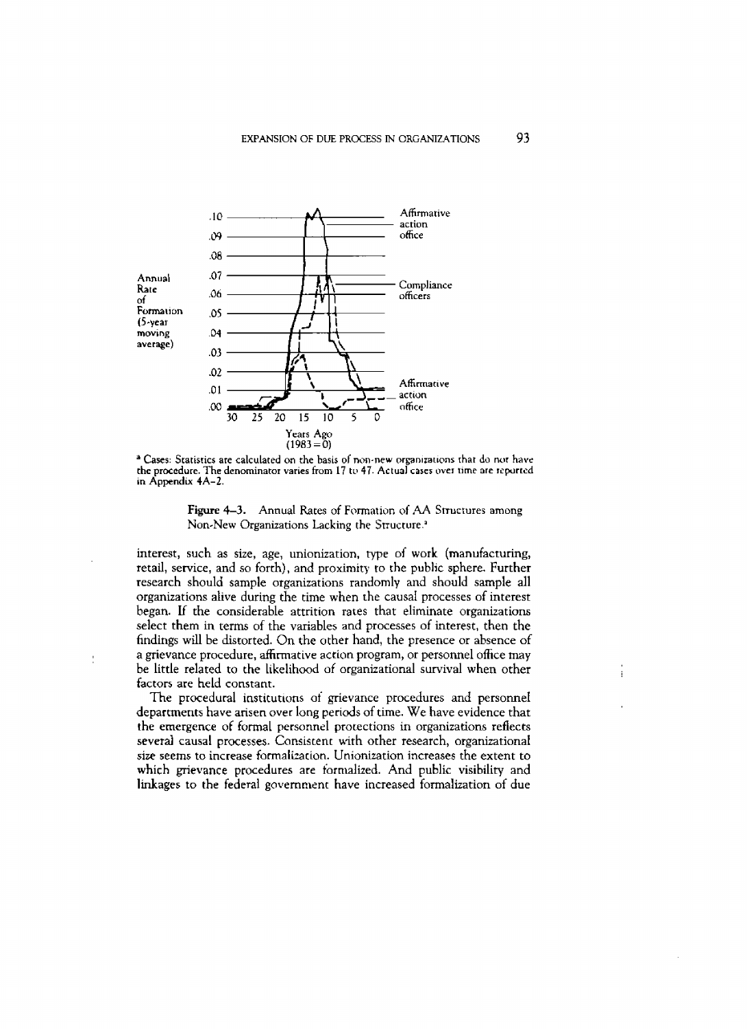Figure 4–3. Annual Rates of Formation of AA Structures among Non-New Organizations Lacking the Structure.[a]

[a] Cases: Statistics are calculated on the basis of non-new organizations that do not have the procedure. The denominator varies from 17 to 47. Actual cases over time are reported in Appendix 4A–2.

interest, such as size, age, unionization, type of work (manufacturing, retail, service, and so forth), and proximity to the public sphere. Further research should sample organizations randomly and should sample all organizations alive during the time when the causal processes of interest began. If the considerable attrition rates that eliminate organizations select them in terms of the variables and processes of interest, then the findings will be distorted. On the other hand, the presence or absence of a grievance procedure, affirmative action program, or personnel office may be little related to the likelihood of organizational survival when other factors are held constant.

The procedural institutions of grievance procedures and personnel departments have arisen over long periods of time. We have evidence that the emergence of formal personnel protections in organizations reflects several causal processes. Consistent with other research, organizational size seems to increase formalization. Unionization increases the extent to which grievance procedures are formalized. And public visibility and linkages to the federal government have increased formalization of due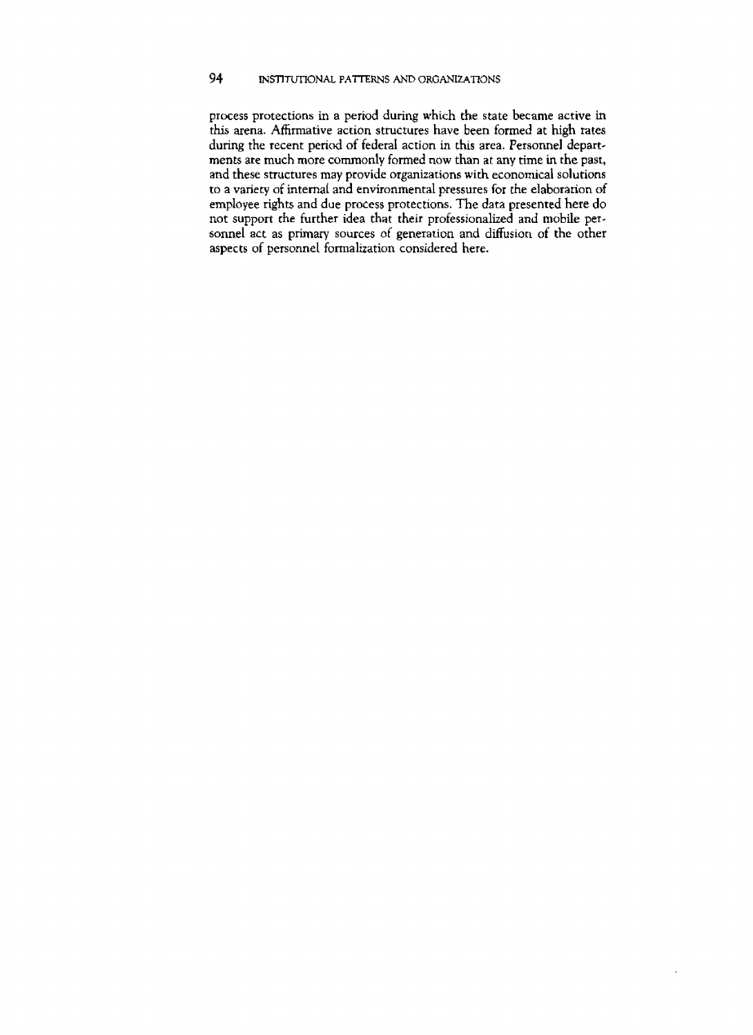process protections in a period during which the state became active in this arena. Affirmative action structures have been formed at high rates during the recent period of federal action in this area. Personnel departments are much more commonly formed now than at any time in the past, and these structures may provide organizations with economical solutions to a variety of internal and environmental pressures for the elaboration of employee rights and due process protections. The data presented here do not support the further idea that their professionalized and mobile personnel act as primary sources of generation and diffusion of the other aspects of personnel formalization considered here.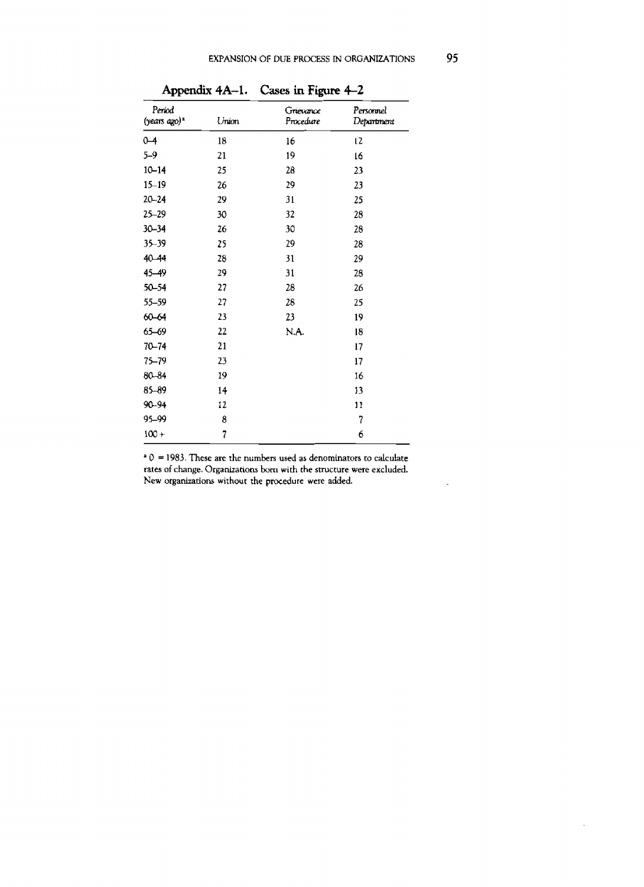## Appendix 4A–1. Cases in Figure 4–2

| Period (years ago)[a] | Union | Grievance Procedure | Personnel Department |
|---|---|---|---|
| 0–4 | 18 | 16 | 12 |
| 5–9 | 21 | 19 | 16 |
| 10–14 | 25 | 28 | 23 |
| 15–19 | 26 | 29 | 23 |
| 20–24 | 29 | 31 | 25 |
| 25–29 | 30 | 32 | 28 |
| 30–34 | 26 | 30 | 28 |
| 35–39 | 25 | 29 | 28 |
| 40–44 | 28 | 31 | 29 |
| 45–49 | 29 | 31 | 28 |
| 50–54 | 27 | 28 | 26 |
| 55–59 | 27 | 28 | 25 |
| 60–64 | 23 | 23 | 19 |
| 65–69 | 22 | N.A. | 18 |
| 70–74 | 21 | | 17 |
| 75–79 | 23 | | 17 |
| 80–84 | 19 | | 16 |
| 85–89 | 14 | | 13 |
| 90–94 | 12 | | 11 |
| 95–99 | 8 | | 7 |
| 100+ | 7 | | 6 |

[a] 0 = 1983. These are the numbers used as denominators to calculate rates of change. Organizations born with the structure were excluded. New organizations without the procedure were added.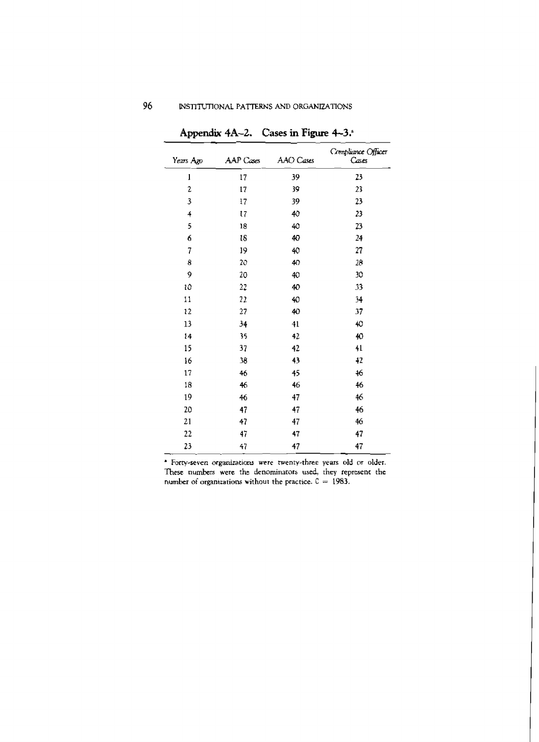## Appendix 4A–2. Cases in Figure 4–3.[a]

| Years Ago | AAP Cases | AAO Cases | Compliance Officer Cases |
|---|---|---|---|
| 1 | 17 | 39 | 23 |
| 2 | 17 | 39 | 23 |
| 3 | 17 | 39 | 23 |
| 4 | 17 | 40 | 23 |
| 5 | 18 | 40 | 23 |
| 6 | 18 | 40 | 24 |
| 7 | 19 | 40 | 27 |
| 8 | 20 | 40 | 28 |
| 9 | 20 | 40 | 30 |
| 10 | 22 | 40 | 33 |
| 11 | 22 | 40 | 34 |
| 12 | 27 | 40 | 37 |
| 13 | 34 | 41 | 40 |
| 14 | 35 | 42 | 40 |
| 15 | 37 | 42 | 41 |
| 16 | 38 | 43 | 42 |
| 17 | 46 | 45 | 46 |
| 18 | 46 | 46 | 46 |
| 19 | 46 | 47 | 46 |
| 20 | 47 | 47 | 46 |
| 21 | 47 | 47 | 46 |
| 22 | 47 | 47 | 47 |
| 23 | 47 | 47 | 47 |

[a] Forty-seven organizations were twenty-three years old or older. These numbers were the denominators used, they represent the number of organizations without the practice. 0 = 1983.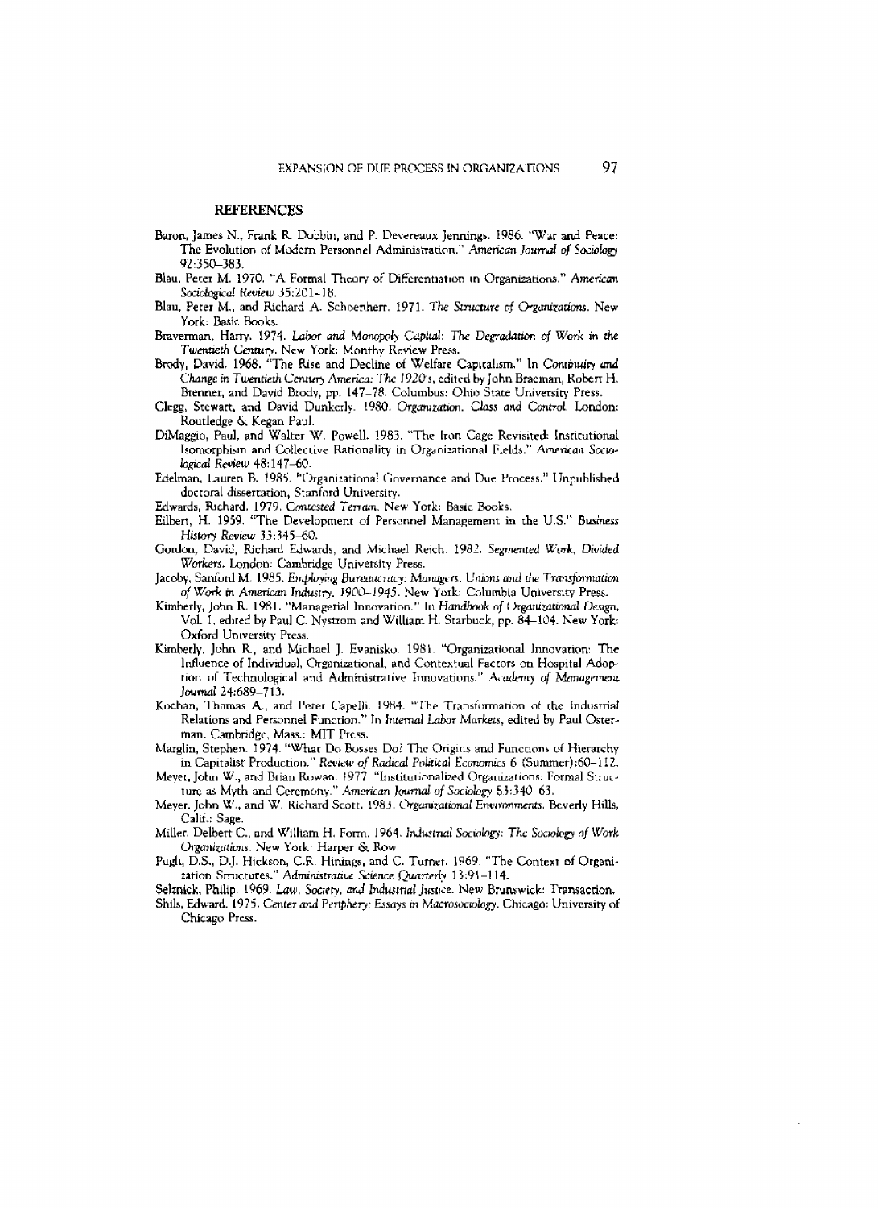## REFERENCES

Baron, James N., Frank R. Dobbin, and P. Devereaux Jennings. 1986. "War and Peace: The Evolution of Modern Personnel Administration." *American Journal of Sociology* 92:350–383.

Blau, Peter M. 1970. "A Formal Theory of Differentiation in Organizations." *American Sociological Review* 35:201–18.

Blau, Peter M., and Richard A. Schoenherr. 1971. *The Structure of Organizations*. New York: Basic Books.

Braverman, Harry. 1974. *Labor and Monopoly Capital: The Degradation of Work in the Twentieth Century*. New York: Monthy Review Press.

Brody, David. 1968. "The Rise and Decline of Welfare Capitalism." In *Continuity and Change in Twentieth Century America: The 1920's*, edited by John Braeman, Robert H. Brenner, and David Brody, pp. 147–78. Columbus: Ohio State University Press.

Clegg, Stewart, and David Dunkerly. 1980. *Organization, Class and Control*. London: Routledge & Kegan Paul.

DiMaggio, Paul, and Walter W. Powell. 1983. "The Iron Cage Revisited: Institutional Isomorphism and Collective Rationality in Organizational Fields." *American Sociological Review* 48:147–60.

Edelman, Lauren B. 1985. "Organizational Governance and Due Process." Unpublished doctoral dissertation, Stanford University.

Edwards, Richard. 1979. *Contested Terrain*. New York: Basic Books.

Eilbert, H. 1959. "The Development of Personnel Management in the U.S." *Business History Review* 33:345–60.

Gordon, David, Richard Edwards, and Michael Reich. 1982. *Segmented Work, Divided Workers*. London: Cambridge University Press.

Jacoby, Sanford M. 1985. *Employing Bureaucracy: Managers, Unions and the Transformation of Work in American Industry, 1900–1945*. New York: Columbia University Press.

Kimberly, John R. 1981. "Managerial Innovation." In *Handbook of Organizational Design*, Vol. 1, edited by Paul C. Nystrom and William H. Starbuck, pp. 84–104. New York: Oxford University Press.

Kimberly, John R., and Michael J. Evanisko. 1981. "Organizational Innovation: The Influence of Individual, Organizational, and Contextual Factors on Hospital Adoption of Technological and Administrative Innovations." *Academy of Management Journal* 24:689–713.

Kochan, Thomas A., and Peter Capelli. 1984. "The Transformation of the Industrial Relations and Personnel Function." In *Internal Labor Markets*, edited by Paul Osterman. Cambridge, Mass.: MIT Press.

Marglin, Stephen. 1974. "What Do Bosses Do? The Origins and Functions of Hierarchy in Capitalist Production." *Review of Radical Political Economics* 6 (Summer):60–112.

Meyer, John W., and Brian Rowan. 1977. "Institutionalized Organizations: Formal Structure as Myth and Ceremony." *American Journal of Sociology* 83:340–63.

Meyer, John W., and W. Richard Scott. 1983. *Organizational Environments*. Beverly Hills, Calif.: Sage.

Miller, Delbert C., and William H. Form. 1964. *Industrial Sociology: The Sociology of Work Organizations*. New York: Harper & Row.

Pugh, D.S., D.J. Hickson, C.R. Hinings, and C. Turner. 1969. "The Context of Organization Structures." *Administrative Science Quarterly* 13:91–114.

Selznick, Philip. 1969. *Law, Society, and Industrial Justice*. New Brunswick: Transaction.

Shils, Edward. 1975. *Center and Periphery: Essays in Macrosociology*. Chicago: University of Chicago Press.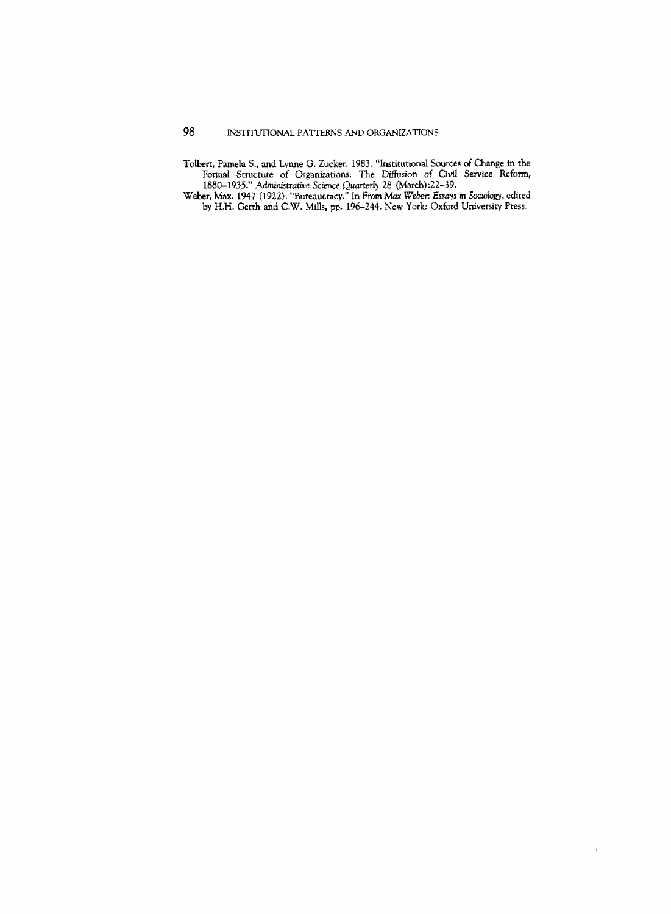Tolbert, Pamela S., and Lynne G. Zucker. 1983. "Institutional Sources of Change in the Formal Structure of Organizations: The Diffusion of Civil Service Reform, 1880–1935." *Administrative Science Quarterly* 28 (March):22–39.

Weber, Max. 1947 (1922). "Bureaucracy." In *From Max Weber: Essays in Sociology*, edited by H.H. Gerth and C.W. Mills, pp. 196–244. New York: Oxford University Press.